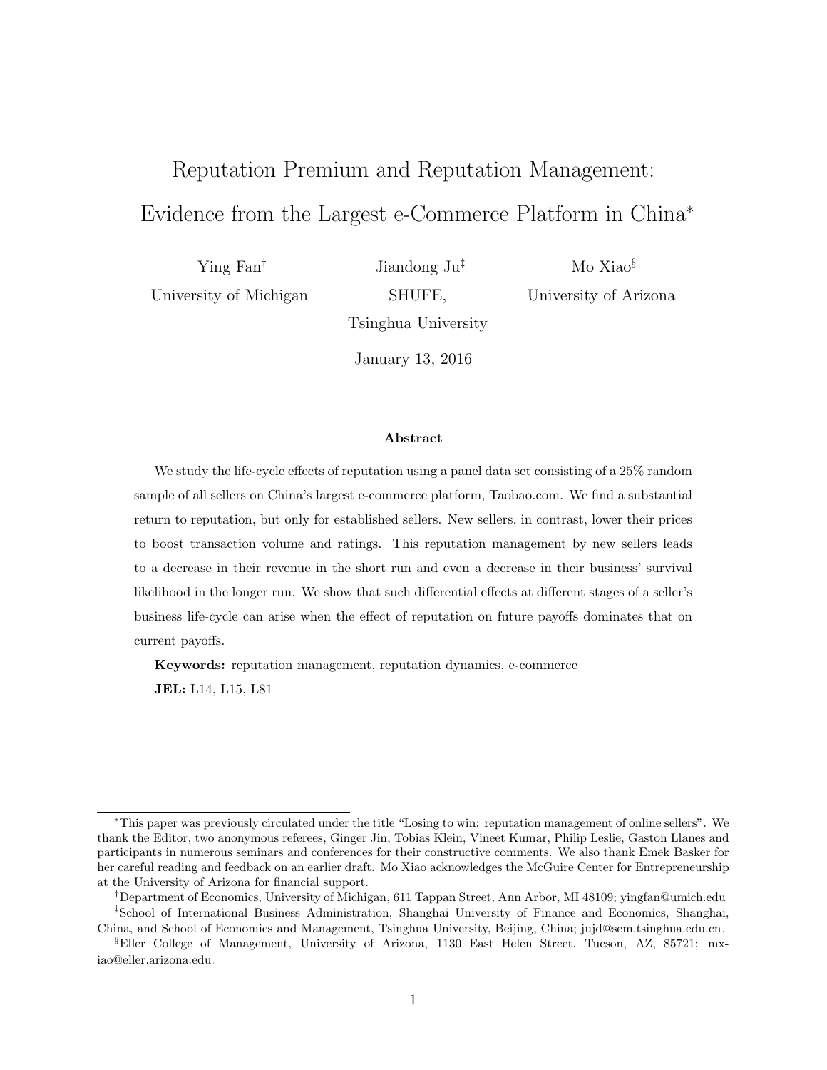# Reputation Premium and Reputation Management: Evidence from the Largest e-Commerce Platform in China*

Ying Fan[†]
University of Michigan

Jiandong Ju[‡]
SHUFE,
Tsinghua University

Mo Xiao[§]
University of Arizona

January 13, 2016

### Abstract

We study the life-cycle effects of reputation using a panel data set consisting of a 25% random sample of all sellers on China's largest e-commerce platform, Taobao.com. We find a substantial return to reputation, but only for established sellers. New sellers, in contrast, lower their prices to boost transaction volume and ratings. This reputation management by new sellers leads to a decrease in their revenue in the short run and even a decrease in their business' survival likelihood in the longer run. We show that such differential effects at different stages of a seller's business life-cycle can arise when the effect of reputation on future payoffs dominates that on current payoffs.

**Keywords:** reputation management, reputation dynamics, e-commerce

**JEL:** L14, L15, L81

---

*This paper was previously circulated under the title "Losing to win: reputation management of online sellers". We thank the Editor, two anonymous referees, Ginger Jin, Tobias Klein, Vineet Kumar, Philip Leslie, Gaston Llanes and participants in numerous seminars and conferences for their constructive comments. We also thank Emek Basker for her careful reading and feedback on an earlier draft. Mo Xiao acknowledges the McGuire Center for Entrepreneurship at the University of Arizona for financial support.

[†]Department of Economics, University of Michigan, 611 Tappan Street, Ann Arbor, MI 48109; yingfan@umich.edu

[‡]School of International Business Administration, Shanghai University of Finance and Economics, Shanghai, China, and School of Economics and Management, Tsinghua University, Beijing, China; jujd@sem.tsinghua.edu.cn.

[§]Eller College of Management, University of Arizona, 1130 East Helen Street, Tucson, AZ, 85721; mxiao@eller.arizona.edu.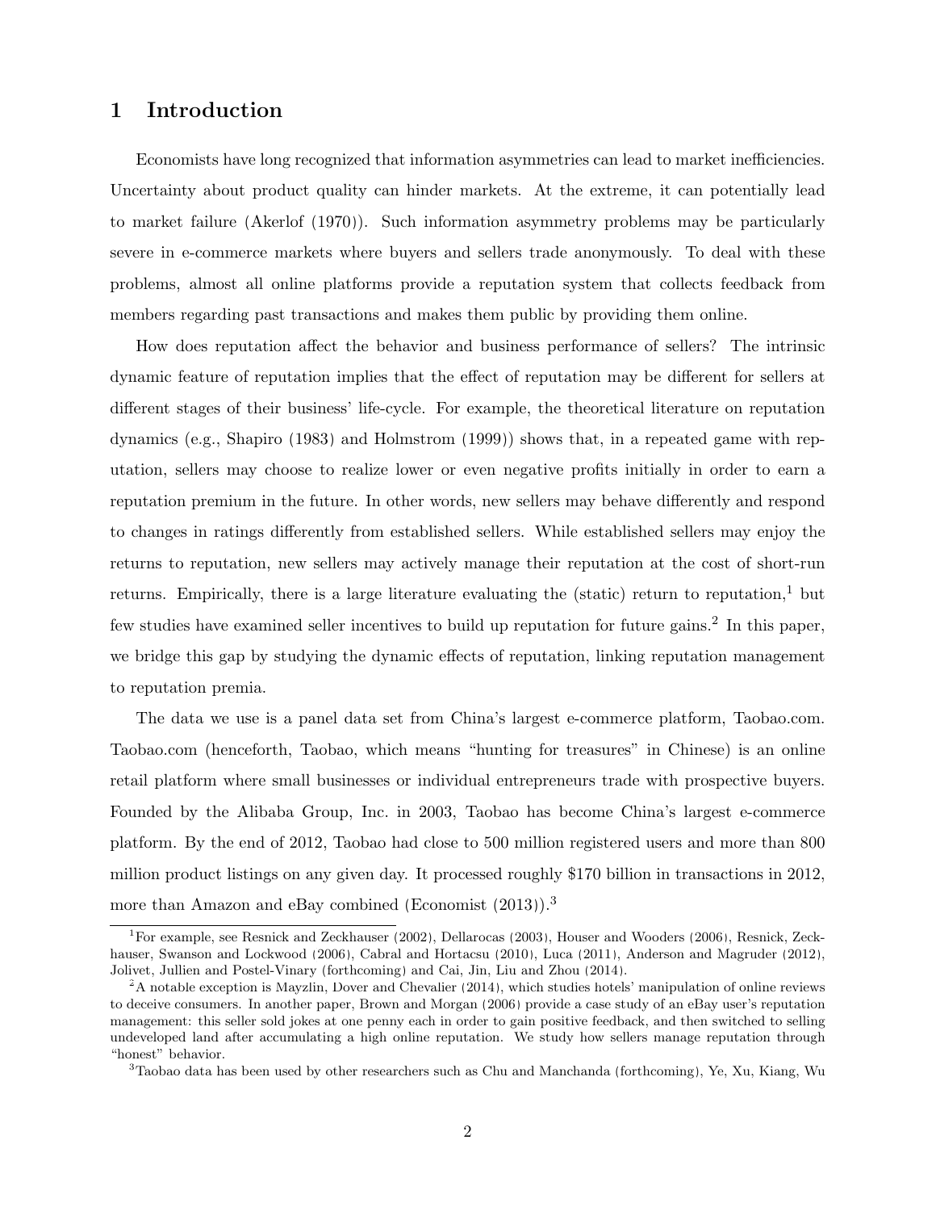# 1 Introduction

Economists have long recognized that information asymmetries can lead to market inefficiencies. Uncertainty about product quality can hinder markets. At the extreme, it can potentially lead to market failure (Akerlof (1970)). Such information asymmetry problems may be particularly severe in e-commerce markets where buyers and sellers trade anonymously. To deal with these problems, almost all online platforms provide a reputation system that collects feedback from members regarding past transactions and makes them public by providing them online.

How does reputation affect the behavior and business performance of sellers? The intrinsic dynamic feature of reputation implies that the effect of reputation may be different for sellers at different stages of their business' life-cycle. For example, the theoretical literature on reputation dynamics (e.g., Shapiro (1983) and Holmstrom (1999)) shows that, in a repeated game with reputation, sellers may choose to realize lower or even negative profits initially in order to earn a reputation premium in the future. In other words, new sellers may behave differently and respond to changes in ratings differently from established sellers. While established sellers may enjoy the returns to reputation, new sellers may actively manage their reputation at the cost of short-run returns. Empirically, there is a large literature evaluating the (static) return to reputation,[1] but few studies have examined seller incentives to build up reputation for future gains.[2] In this paper, we bridge this gap by studying the dynamic effects of reputation, linking reputation management to reputation premia.

The data we use is a panel data set from China's largest e-commerce platform, Taobao.com. Taobao.com (henceforth, Taobao, which means "hunting for treasures" in Chinese) is an online retail platform where small businesses or individual entrepreneurs trade with prospective buyers. Founded by the Alibaba Group, Inc. in 2003, Taobao has become China's largest e-commerce platform. By the end of 2012, Taobao had close to 500 million registered users and more than 800 million product listings on any given day. It processed roughly \$170 billion in transactions in 2012, more than Amazon and eBay combined (Economist (2013)).[3]

[1] For example, see Resnick and Zeckhauser (2002), Dellarocas (2003), Houser and Wooders (2006), Resnick, Zeckhauser, Swanson and Lockwood (2006), Cabral and Hortacsu (2010), Luca (2011), Anderson and Magruder (2012), Jolivet, Jullien and Postel-Vinary (forthcoming) and Cai, Jin, Liu and Zhou (2014).

[2] A notable exception is Mayzlin, Dover and Chevalier (2014), which studies hotels' manipulation of online reviews to deceive consumers. In another paper, Brown and Morgan (2006) provide a case study of an eBay user's reputation management: this seller sold jokes at one penny each in order to gain positive feedback, and then switched to selling undeveloped land after accumulating a high online reputation. We study how sellers manage reputation through "honest" behavior.

[3] Taobao data has been used by other researchers such as Chu and Manchanda (forthcoming), Ye, Xu, Kiang, Wu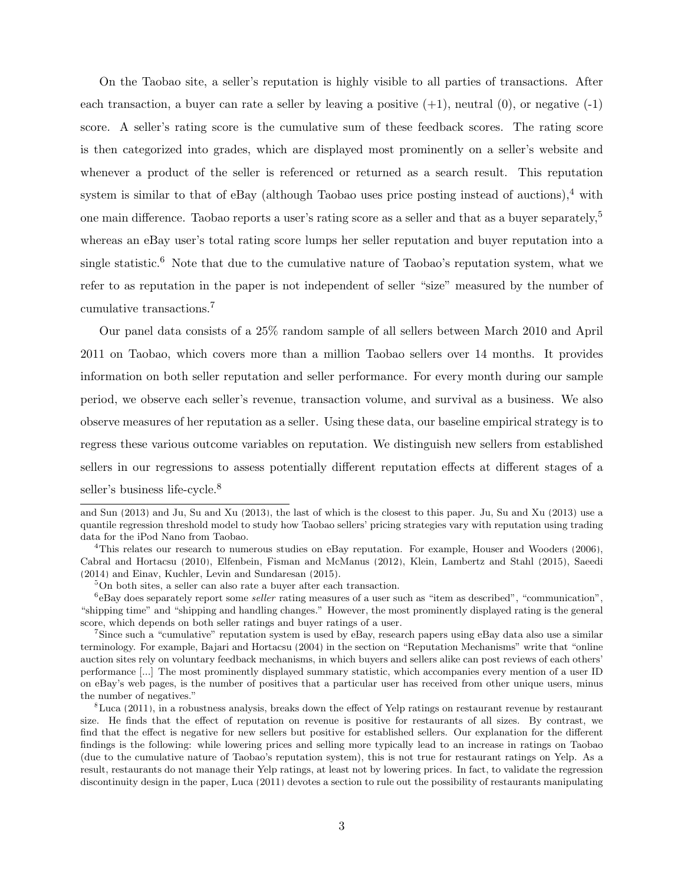On the Taobao site, a seller's reputation is highly visible to all parties of transactions. After each transaction, a buyer can rate a seller by leaving a positive (+1), neutral (0), or negative (-1) score. A seller's rating score is the cumulative sum of these feedback scores. The rating score is then categorized into grades, which are displayed most prominently on a seller's website and whenever a product of the seller is referenced or returned as a search result. This reputation system is similar to that of eBay (although Taobao uses price posting instead of auctions),[4] with one main difference. Taobao reports a user's rating score as a seller and that as a buyer separately,[5] whereas an eBay user's total rating score lumps her seller reputation and buyer reputation into a single statistic.[6] Note that due to the cumulative nature of Taobao's reputation system, what we refer to as reputation in the paper is not independent of seller "size" measured by the number of cumulative transactions.[7]

Our panel data consists of a 25% random sample of all sellers between March 2010 and April 2011 on Taobao, which covers more than a million Taobao sellers over 14 months. It provides information on both seller reputation and seller performance. For every month during our sample period, we observe each seller's revenue, transaction volume, and survival as a business. We also observe measures of her reputation as a seller. Using these data, our baseline empirical strategy is to regress these various outcome variables on reputation. We distinguish new sellers from established sellers in our regressions to assess potentially different reputation effects at different stages of a seller's business life-cycle.[8]

---

and Sun (2013) and Ju, Su and Xu (2013), the last of which is the closest to this paper. Ju, Su and Xu (2013) use a quantile regression threshold model to study how Taobao sellers' pricing strategies vary with reputation using trading data for the iPod Nano from Taobao.

[4]This relates our research to numerous studies on eBay reputation. For example, Houser and Wooders (2006), Cabral and Hortacsu (2010), Elfenbein, Fisman and McManus (2012), Klein, Lambertz and Stahl (2015), Saeedi (2014) and Einav, Kuchler, Levin and Sundaresan (2015).

[5]On both sites, a seller can also rate a buyer after each transaction.

[6]eBay does separately report some *seller* rating measures of a user such as "item as described", "communication", "shipping time" and "shipping and handling changes." However, the most prominently displayed rating is the general score, which depends on both seller ratings and buyer ratings of a user.

[7]Since such a "cumulative" reputation system is used by eBay, research papers using eBay data also use a similar terminology. For example, Bajari and Hortacsu (2004) in the section on "Reputation Mechanisms" write that "online auction sites rely on voluntary feedback mechanisms, in which buyers and sellers alike can post reviews of each others' performance [...] The most prominently displayed summary statistic, which accompanies every mention of a user ID on eBay's web pages, is the number of positives that a particular user has received from other unique users, minus the number of negatives."

[8]Luca (2011), in a robustness analysis, breaks down the effect of Yelp ratings on restaurant revenue by restaurant size. He finds that the effect of reputation on revenue is positive for restaurants of all sizes. By contrast, we find that the effect is negative for new sellers but positive for established sellers. Our explanation for the different findings is the following: while lowering prices and selling more typically lead to an increase in ratings on Taobao (due to the cumulative nature of Taobao's reputation system), this is not true for restaurant ratings on Yelp. As a result, restaurants do not manage their Yelp ratings, at least not by lowering prices. In fact, to validate the regression discontinuity design in the paper, Luca (2011) devotes a section to rule out the possibility of restaurants manipulating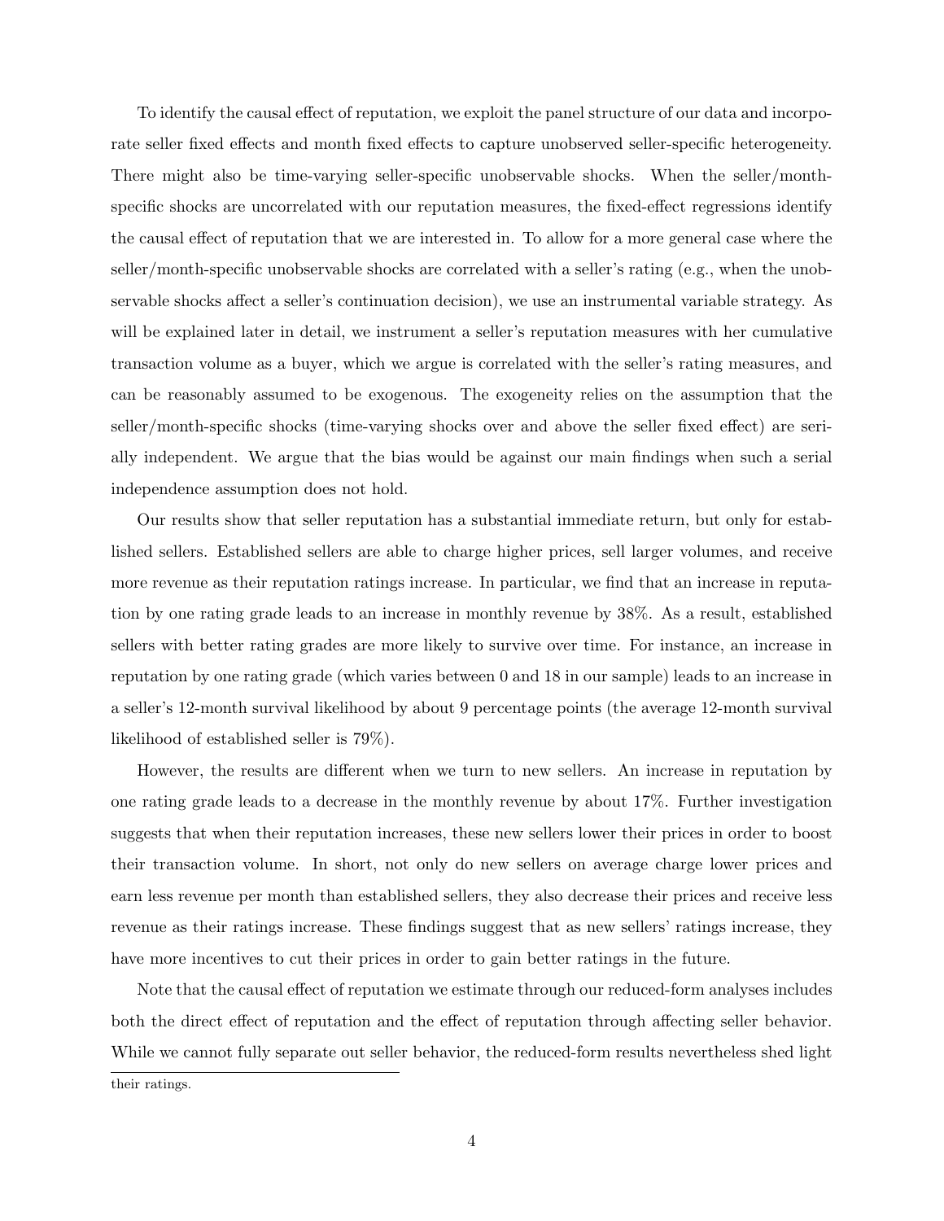To identify the causal effect of reputation, we exploit the panel structure of our data and incorporate seller fixed effects and month fixed effects to capture unobserved seller-specific heterogeneity. There might also be time-varying seller-specific unobservable shocks. When the seller/month-specific shocks are uncorrelated with our reputation measures, the fixed-effect regressions identify the causal effect of reputation that we are interested in. To allow for a more general case where the seller/month-specific unobservable shocks are correlated with a seller's rating (e.g., when the unobservable shocks affect a seller's continuation decision), we use an instrumental variable strategy. As will be explained later in detail, we instrument a seller's reputation measures with her cumulative transaction volume as a buyer, which we argue is correlated with the seller's rating measures, and can be reasonably assumed to be exogenous. The exogeneity relies on the assumption that the seller/month-specific shocks (time-varying shocks over and above the seller fixed effect) are serially independent. We argue that the bias would be against our main findings when such a serial independence assumption does not hold.

Our results show that seller reputation has a substantial immediate return, but only for established sellers. Established sellers are able to charge higher prices, sell larger volumes, and receive more revenue as their reputation ratings increase. In particular, we find that an increase in reputation by one rating grade leads to an increase in monthly revenue by 38%. As a result, established sellers with better rating grades are more likely to survive over time. For instance, an increase in reputation by one rating grade (which varies between 0 and 18 in our sample) leads to an increase in a seller's 12-month survival likelihood by about 9 percentage points (the average 12-month survival likelihood of established seller is 79%).

However, the results are different when we turn to new sellers. An increase in reputation by one rating grade leads to a decrease in the monthly revenue by about 17%. Further investigation suggests that when their reputation increases, these new sellers lower their prices in order to boost their transaction volume. In short, not only do new sellers on average charge lower prices and earn less revenue per month than established sellers, they also decrease their prices and receive less revenue as their ratings increase. These findings suggest that as new sellers' ratings increase, they have more incentives to cut their prices in order to gain better ratings in the future.

Note that the causal effect of reputation we estimate through our reduced-form analyses includes both the direct effect of reputation and the effect of reputation through affecting seller behavior. While we cannot fully separate out seller behavior, the reduced-form results nevertheless shed light

their ratings.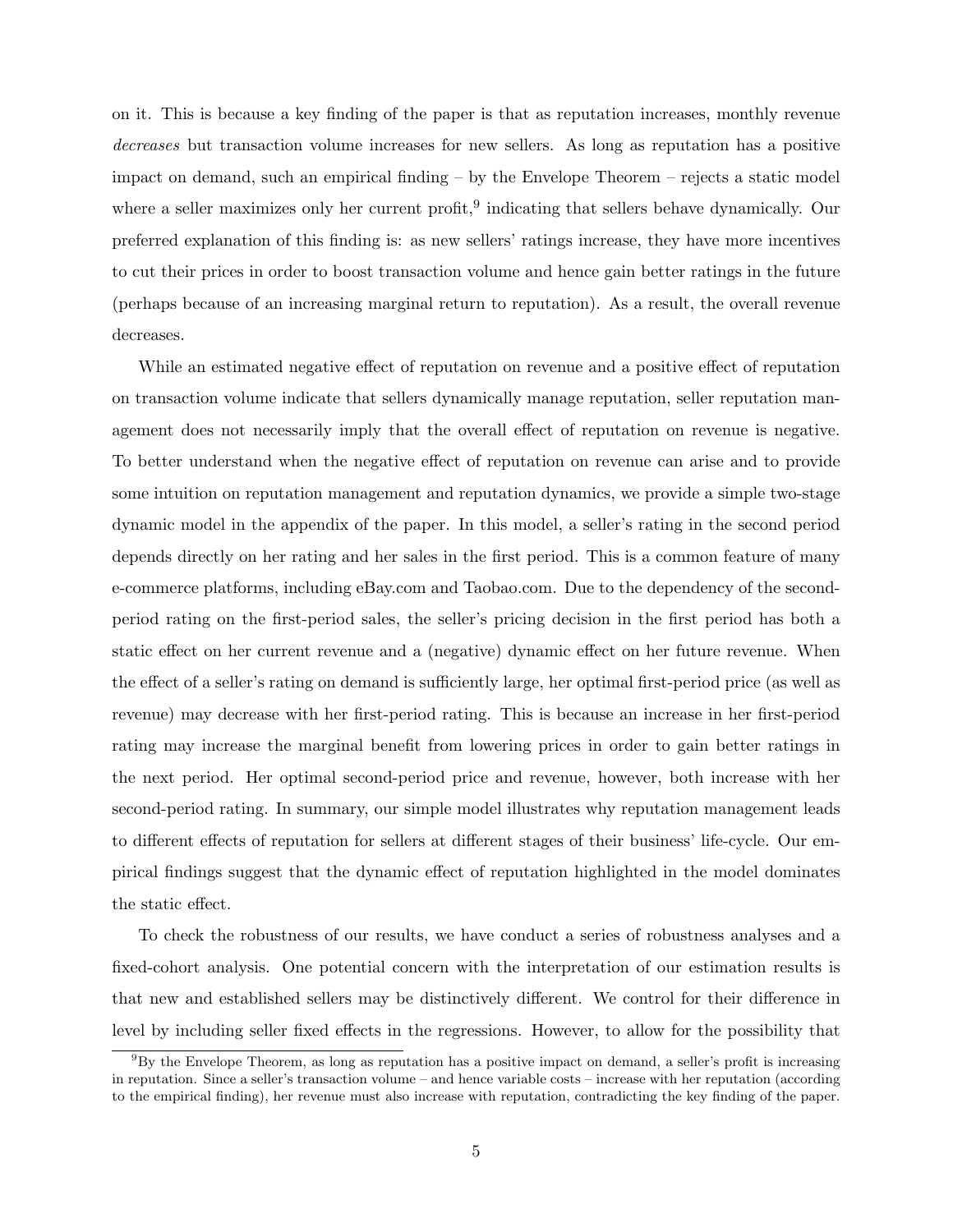on it. This is because a key finding of the paper is that as reputation increases, monthly revenue *decreases* but transaction volume increases for new sellers. As long as reputation has a positive impact on demand, such an empirical finding – by the Envelope Theorem – rejects a static model where a seller maximizes only her current profit,[9] indicating that sellers behave dynamically. Our preferred explanation of this finding is: as new sellers' ratings increase, they have more incentives to cut their prices in order to boost transaction volume and hence gain better ratings in the future (perhaps because of an increasing marginal return to reputation). As a result, the overall revenue decreases.

While an estimated negative effect of reputation on revenue and a positive effect of reputation on transaction volume indicate that sellers dynamically manage reputation, seller reputation management does not necessarily imply that the overall effect of reputation on revenue is negative. To better understand when the negative effect of reputation on revenue can arise and to provide some intuition on reputation management and reputation dynamics, we provide a simple two-stage dynamic model in the appendix of the paper. In this model, a seller's rating in the second period depends directly on her rating and her sales in the first period. This is a common feature of many e-commerce platforms, including eBay.com and Taobao.com. Due to the dependency of the second-period rating on the first-period sales, the seller's pricing decision in the first period has both a static effect on her current revenue and a (negative) dynamic effect on her future revenue. When the effect of a seller's rating on demand is sufficiently large, her optimal first-period price (as well as revenue) may decrease with her first-period rating. This is because an increase in her first-period rating may increase the marginal benefit from lowering prices in order to gain better ratings in the next period. Her optimal second-period price and revenue, however, both increase with her second-period rating. In summary, our simple model illustrates why reputation management leads to different effects of reputation for sellers at different stages of their business' life-cycle. Our empirical findings suggest that the dynamic effect of reputation highlighted in the model dominates the static effect.

To check the robustness of our results, we have conduct a series of robustness analyses and a fixed-cohort analysis. One potential concern with the interpretation of our estimation results is that new and established sellers may be distinctively different. We control for their difference in level by including seller fixed effects in the regressions. However, to allow for the possibility that

[9] By the Envelope Theorem, as long as reputation has a positive impact on demand, a seller's profit is increasing in reputation. Since a seller's transaction volume – and hence variable costs – increase with her reputation (according to the empirical finding), her revenue must also increase with reputation, contradicting the key finding of the paper.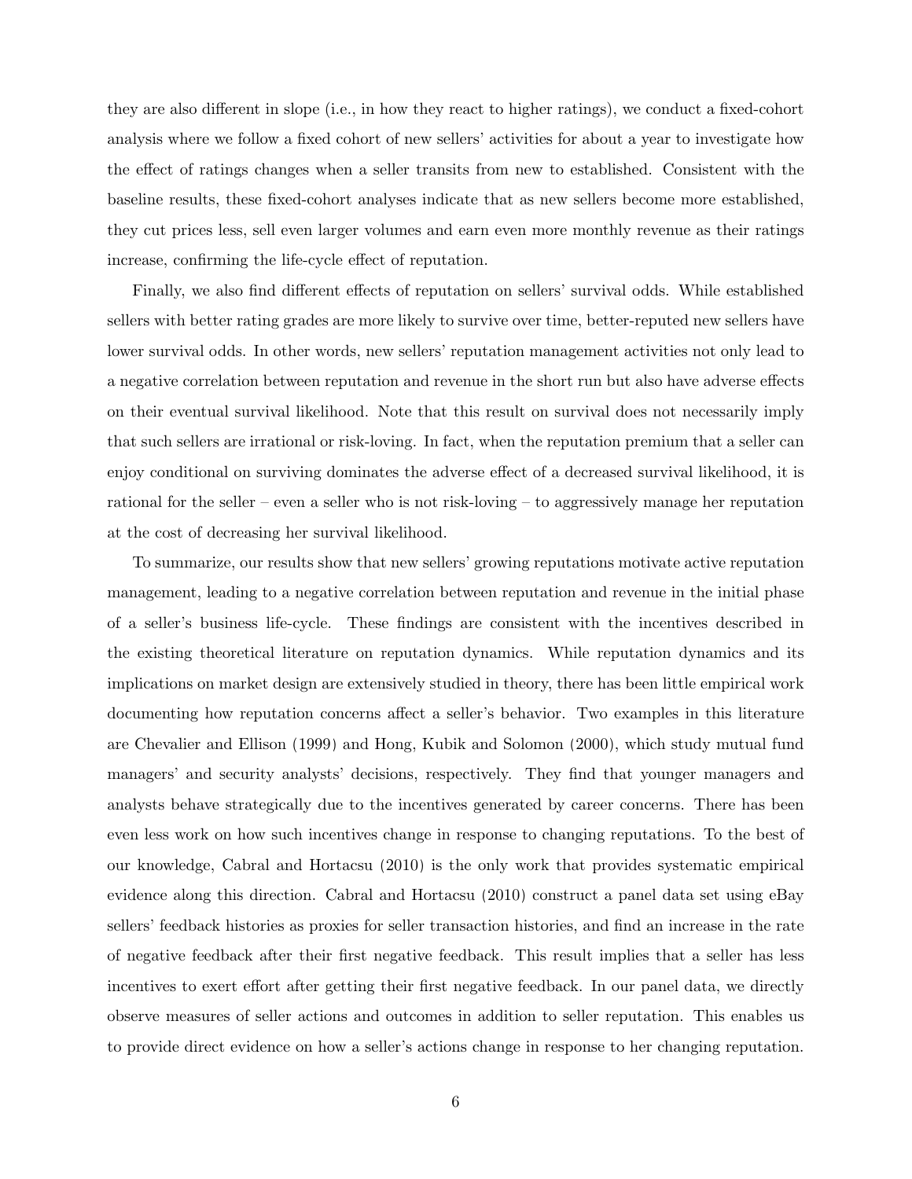they are also different in slope (i.e., in how they react to higher ratings), we conduct a fixed-cohort analysis where we follow a fixed cohort of new sellers' activities for about a year to investigate how the effect of ratings changes when a seller transits from new to established. Consistent with the baseline results, these fixed-cohort analyses indicate that as new sellers become more established, they cut prices less, sell even larger volumes and earn even more monthly revenue as their ratings increase, confirming the life-cycle effect of reputation.

Finally, we also find different effects of reputation on sellers' survival odds. While established sellers with better rating grades are more likely to survive over time, better-reputed new sellers have lower survival odds. In other words, new sellers' reputation management activities not only lead to a negative correlation between reputation and revenue in the short run but also have adverse effects on their eventual survival likelihood. Note that this result on survival does not necessarily imply that such sellers are irrational or risk-loving. In fact, when the reputation premium that a seller can enjoy conditional on surviving dominates the adverse effect of a decreased survival likelihood, it is rational for the seller – even a seller who is not risk-loving – to aggressively manage her reputation at the cost of decreasing her survival likelihood.

To summarize, our results show that new sellers' growing reputations motivate active reputation management, leading to a negative correlation between reputation and revenue in the initial phase of a seller's business life-cycle. These findings are consistent with the incentives described in the existing theoretical literature on reputation dynamics. While reputation dynamics and its implications on market design are extensively studied in theory, there has been little empirical work documenting how reputation concerns affect a seller's behavior. Two examples in this literature are Chevalier and Ellison (1999) and Hong, Kubik and Solomon (2000), which study mutual fund managers' and security analysts' decisions, respectively. They find that younger managers and analysts behave strategically due to the incentives generated by career concerns. There has been even less work on how such incentives change in response to changing reputations. To the best of our knowledge, Cabral and Hortacsu (2010) is the only work that provides systematic empirical evidence along this direction. Cabral and Hortacsu (2010) construct a panel data set using eBay sellers' feedback histories as proxies for seller transaction histories, and find an increase in the rate of negative feedback after their first negative feedback. This result implies that a seller has less incentives to exert effort after getting their first negative feedback. In our panel data, we directly observe measures of seller actions and outcomes in addition to seller reputation. This enables us to provide direct evidence on how a seller's actions change in response to her changing reputation.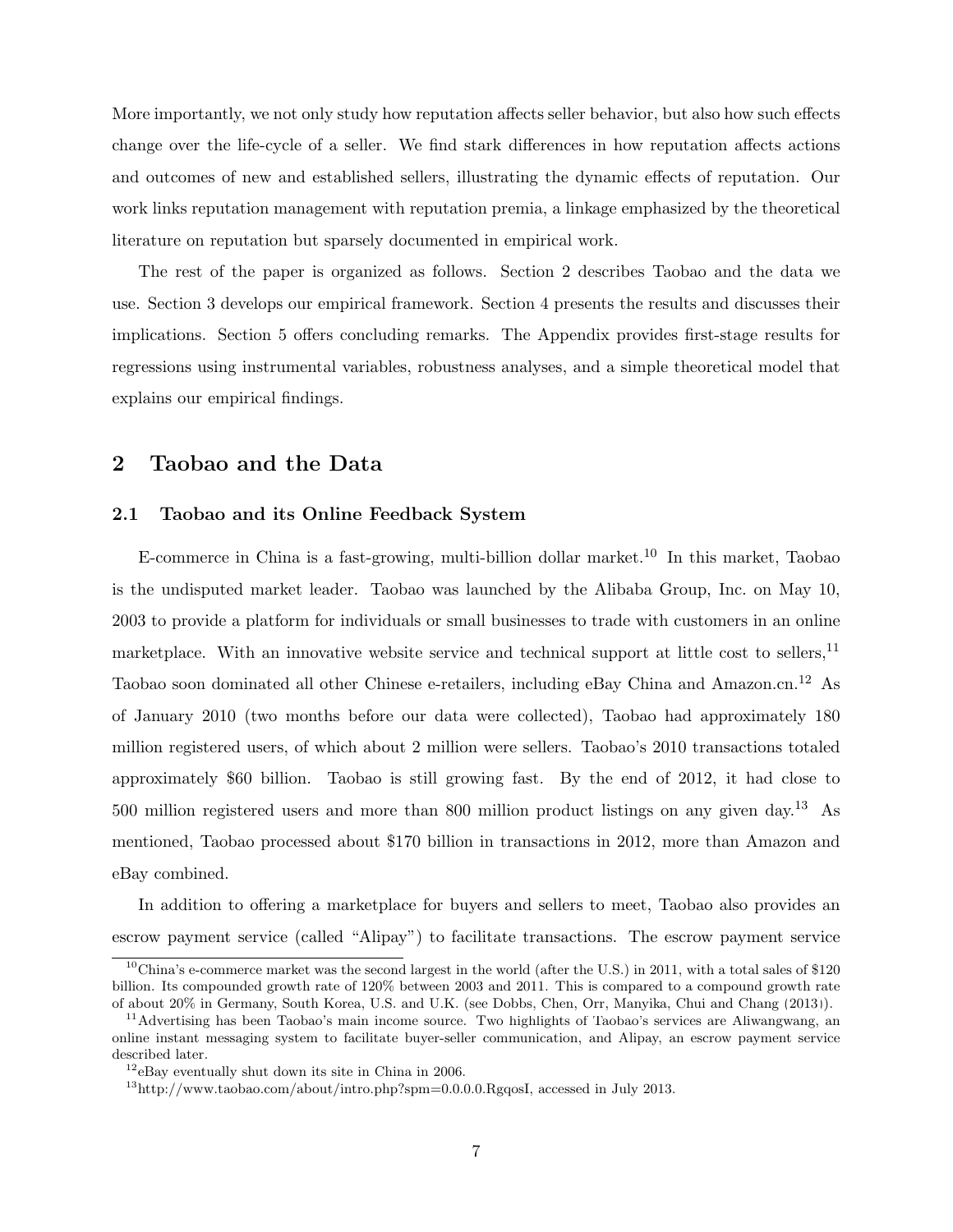More importantly, we not only study how reputation affects seller behavior, but also how such effects change over the life-cycle of a seller. We find stark differences in how reputation affects actions and outcomes of new and established sellers, illustrating the dynamic effects of reputation. Our work links reputation management with reputation premia, a linkage emphasized by the theoretical literature on reputation but sparsely documented in empirical work.

The rest of the paper is organized as follows. Section 2 describes Taobao and the data we use. Section 3 develops our empirical framework. Section 4 presents the results and discusses their implications. Section 5 offers concluding remarks. The Appendix provides first-stage results for regressions using instrumental variables, robustness analyses, and a simple theoretical model that explains our empirical findings.

## 2 Taobao and the Data

### 2.1 Taobao and its Online Feedback System

E-commerce in China is a fast-growing, multi-billion dollar market.[10] In this market, Taobao is the undisputed market leader. Taobao was launched by the Alibaba Group, Inc. on May 10, 2003 to provide a platform for individuals or small businesses to trade with customers in an online marketplace. With an innovative website service and technical support at little cost to sellers,[11] Taobao soon dominated all other Chinese e-retailers, including eBay China and Amazon.cn.[12] As of January 2010 (two months before our data were collected), Taobao had approximately 180 million registered users, of which about 2 million were sellers. Taobao's 2010 transactions totaled approximately $60 billion. Taobao is still growing fast. By the end of 2012, it had close to 500 million registered users and more than 800 million product listings on any given day.[13] As mentioned, Taobao processed about $170 billion in transactions in 2012, more than Amazon and eBay combined.

In addition to offering a marketplace for buyers and sellers to meet, Taobao also provides an escrow payment service (called "Alipay") to facilitate transactions. The escrow payment service

---

[10] China's e-commerce market was the second largest in the world (after the U.S.) in 2011, with a total sales of $120 billion. Its compounded growth rate of 120% between 2003 and 2011. This is compared to a compound growth rate of about 20% in Germany, South Korea, U.S. and U.K. (see Dobbs, Chen, Orr, Manyika, Chui and Chang (2013)).

[11] Advertising has been Taobao's main income source. Two highlights of Taobao's services are Aliwangwang, an online instant messaging system to facilitate buyer-seller communication, and Alipay, an escrow payment service described later.

[12] eBay eventually shut down its site in China in 2006.

[13] http://www.taobao.com/about/intro.php?spm=0.0.0.0.RgqosI, accessed in July 2013.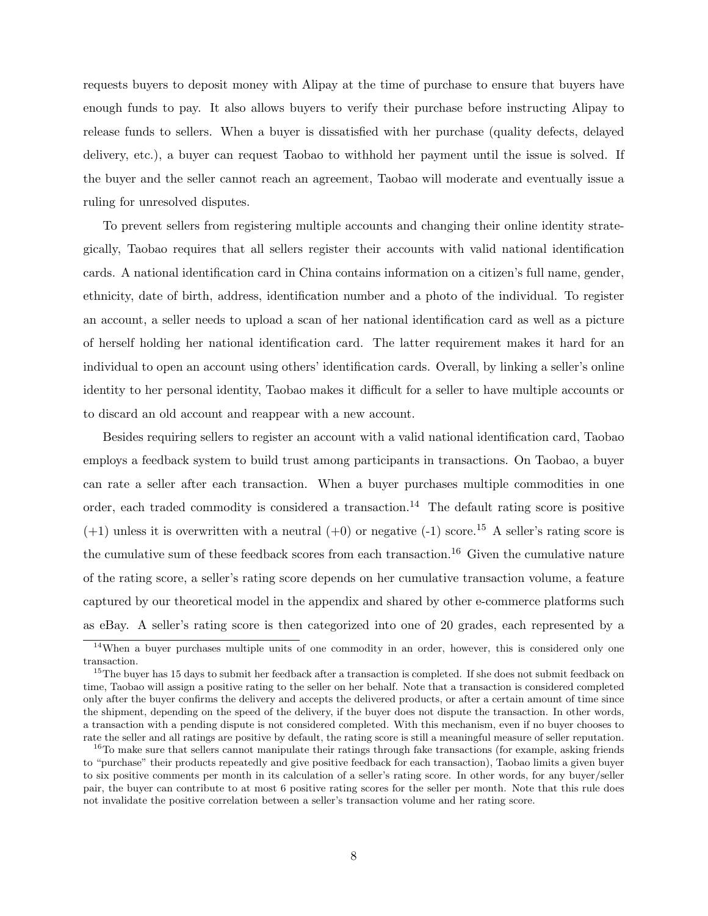requests buyers to deposit money with Alipay at the time of purchase to ensure that buyers have enough funds to pay. It also allows buyers to verify their purchase before instructing Alipay to release funds to sellers. When a buyer is dissatisfied with her purchase (quality defects, delayed delivery, etc.), a buyer can request Taobao to withhold her payment until the issue is solved. If the buyer and the seller cannot reach an agreement, Taobao will moderate and eventually issue a ruling for unresolved disputes.

To prevent sellers from registering multiple accounts and changing their online identity strategically, Taobao requires that all sellers register their accounts with valid national identification cards. A national identification card in China contains information on a citizen's full name, gender, ethnicity, date of birth, address, identification number and a photo of the individual. To register an account, a seller needs to upload a scan of her national identification card as well as a picture of herself holding her national identification card. The latter requirement makes it hard for an individual to open an account using others' identification cards. Overall, by linking a seller's online identity to her personal identity, Taobao makes it difficult for a seller to have multiple accounts or to discard an old account and reappear with a new account.

Besides requiring sellers to register an account with a valid national identification card, Taobao employs a feedback system to build trust among participants in transactions. On Taobao, a buyer can rate a seller after each transaction. When a buyer purchases multiple commodities in one order, each traded commodity is considered a transaction.[14] The default rating score is positive (+1) unless it is overwritten with a neutral (+0) or negative (-1) score.[15] A seller's rating score is the cumulative sum of these feedback scores from each transaction.[16] Given the cumulative nature of the rating score, a seller's rating score depends on her cumulative transaction volume, a feature captured by our theoretical model in the appendix and shared by other e-commerce platforms such as eBay. A seller's rating score is then categorized into one of 20 grades, each represented by a

[14]When a buyer purchases multiple units of one commodity in an order, however, this is considered only one transaction.

[15]The buyer has 15 days to submit her feedback after a transaction is completed. If she does not submit feedback on time, Taobao will assign a positive rating to the seller on her behalf. Note that a transaction is considered completed only after the buyer confirms the delivery and accepts the delivered products, or after a certain amount of time since the shipment, depending on the speed of the delivery, if the buyer does not dispute the transaction. In other words, a transaction with a pending dispute is not considered completed. With this mechanism, even if no buyer chooses to rate the seller and all ratings are positive by default, the rating score is still a meaningful measure of seller reputation.

[16]To make sure that sellers cannot manipulate their ratings through fake transactions (for example, asking friends to "purchase" their products repeatedly and give positive feedback for each transaction), Taobao limits a given buyer to six positive comments per month in its calculation of a seller's rating score. In other words, for any buyer/seller pair, the buyer can contribute to at most 6 positive rating scores for the seller per month. Note that this rule does not invalidate the positive correlation between a seller's transaction volume and her rating score.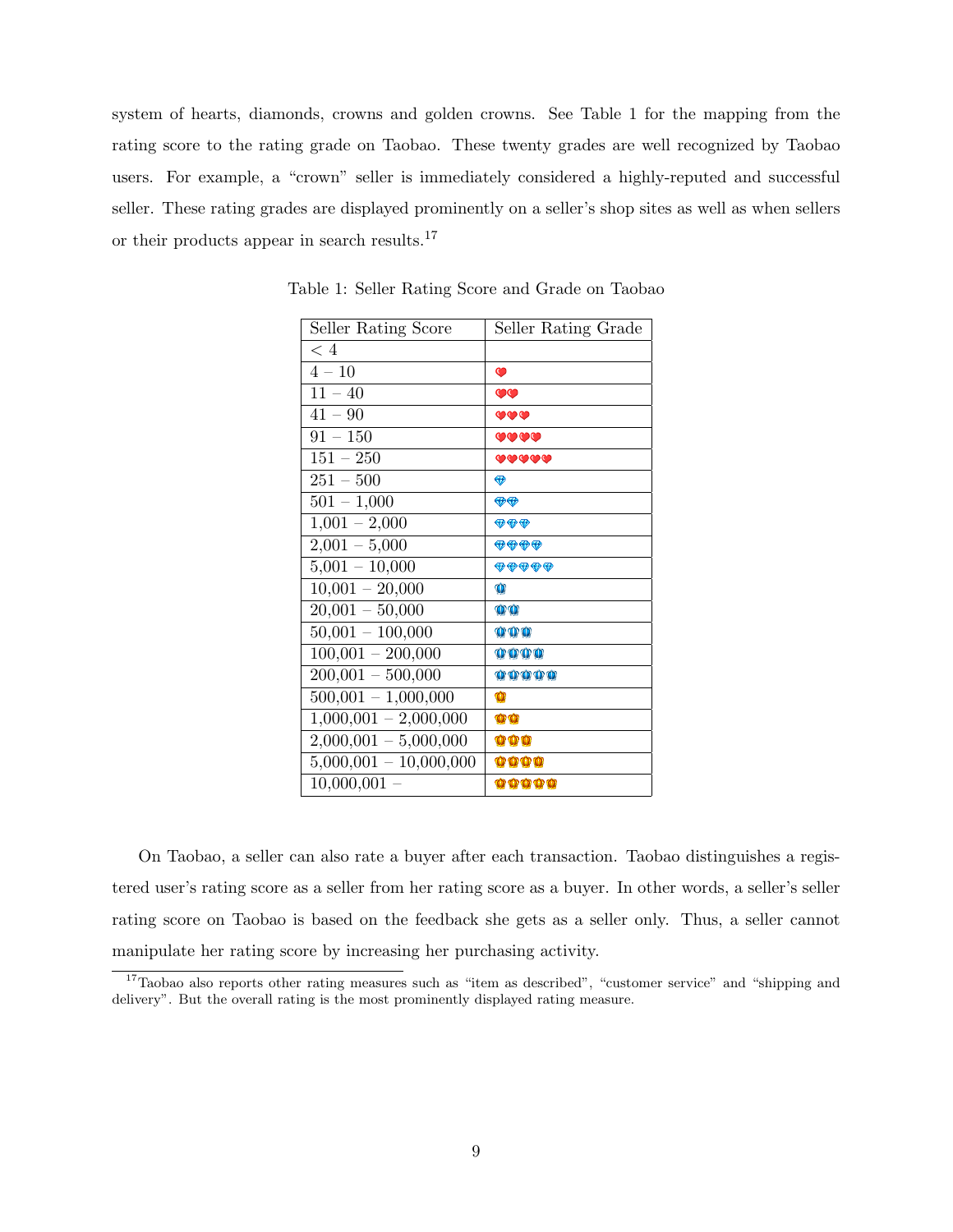system of hearts, diamonds, crowns and golden crowns. See Table 1 for the mapping from the rating score to the rating grade on Taobao. These twenty grades are well recognized by Taobao users. For example, a "crown" seller is immediately considered a highly-reputed and successful seller. These rating grades are displayed prominently on a seller's shop sites as well as when sellers or their products appear in search results.[17]

Table 1: Seller Rating Score and Grade on Taobao

| Seller Rating Score | Seller Rating Grade |
|---|---|
| < 4 | |
| 4 – 10 | ❤ |
| 11 – 40 | ❤❤ |
| 41 – 90 | ❤❤❤ |
| 91 – 150 | ❤❤❤❤ |
| 151 – 250 | ❤❤❤❤❤ |
| 251 – 500 | 💎 |
| 501 – 1,000 | 💎💎 |
| 1,001 – 2,000 | 💎💎💎 |
| 2,001 – 5,000 | 💎💎💎💎 |
| 5,001 – 10,000 | 💎💎💎💎💎 |
| 10,001 – 20,000 | 👑 |
| 20,001 – 50,000 | 👑👑 |
| 50,001 – 100,000 | 👑👑👑 |
| 100,001 – 200,000 | 👑👑👑👑 |
| 200,001 – 500,000 | 👑👑👑👑👑 |
| 500,001 – 1,000,000 | 👑 (golden) |
| 1,000,001 – 2,000,000 | 👑👑 (golden) |
| 2,000,001 – 5,000,000 | 👑👑👑 (golden) |
| 5,000,001 – 10,000,000 | 👑👑👑👑 (golden) |
| 10,000,001 – | 👑👑👑👑👑 (golden) |

On Taobao, a seller can also rate a buyer after each transaction. Taobao distinguishes a registered user's rating score as a seller from her rating score as a buyer. In other words, a seller's seller rating score on Taobao is based on the feedback she gets as a seller only. Thus, a seller cannot manipulate her rating score by increasing her purchasing activity.

[17] Taobao also reports other rating measures such as "item as described", "customer service" and "shipping and delivery". But the overall rating is the most prominently displayed rating measure.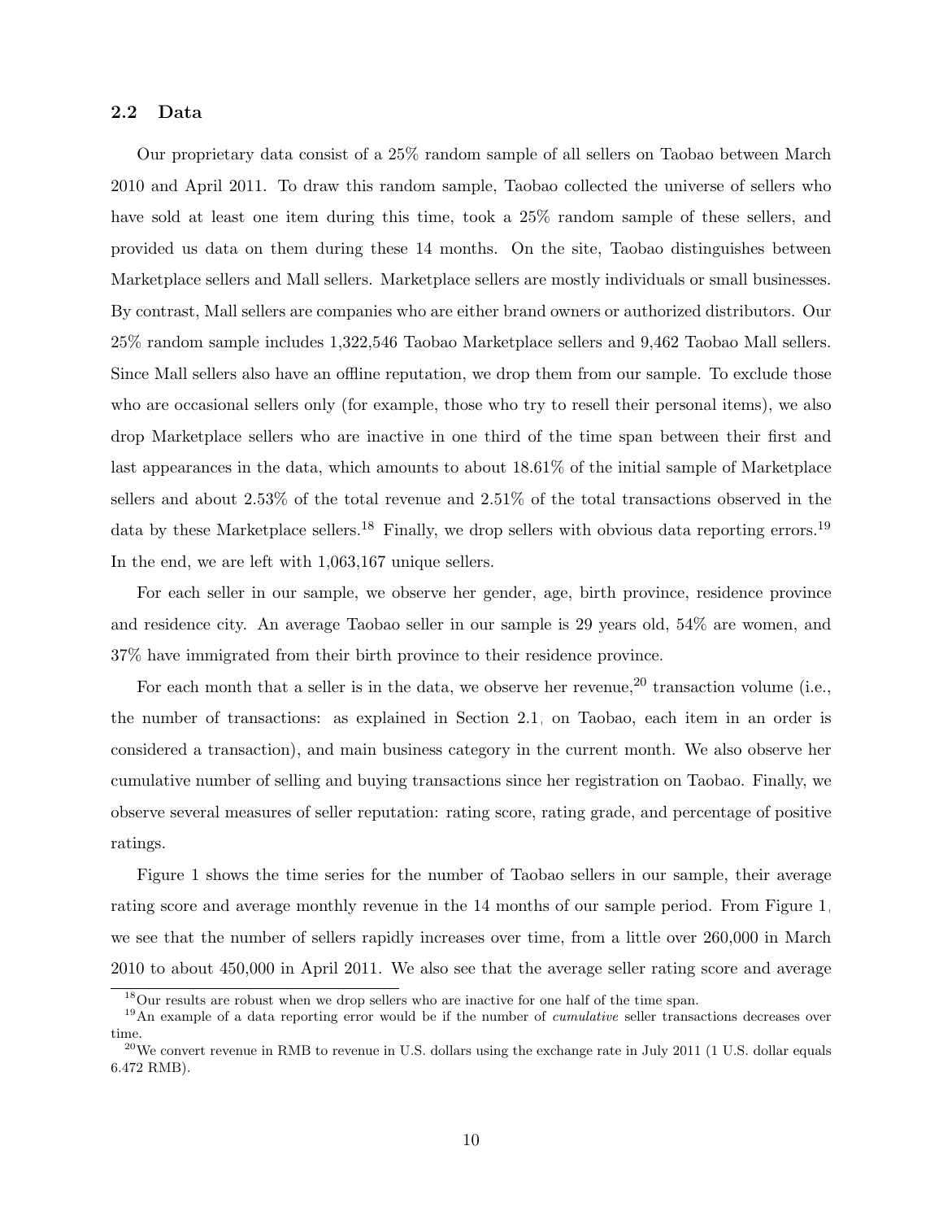### 2.2 Data

Our proprietary data consist of a 25% random sample of all sellers on Taobao between March 2010 and April 2011. To draw this random sample, Taobao collected the universe of sellers who have sold at least one item during this time, took a 25% random sample of these sellers, and provided us data on them during these 14 months. On the site, Taobao distinguishes between Marketplace sellers and Mall sellers. Marketplace sellers are mostly individuals or small businesses. By contrast, Mall sellers are companies who are either brand owners or authorized distributors. Our 25% random sample includes 1,322,546 Taobao Marketplace sellers and 9,462 Taobao Mall sellers. Since Mall sellers also have an offline reputation, we drop them from our sample. To exclude those who are occasional sellers only (for example, those who try to resell their personal items), we also drop Marketplace sellers who are inactive in one third of the time span between their first and last appearances in the data, which amounts to about 18.61% of the initial sample of Marketplace sellers and about 2.53% of the total revenue and 2.51% of the total transactions observed in the data by these Marketplace sellers.[18] Finally, we drop sellers with obvious data reporting errors.[19] In the end, we are left with 1,063,167 unique sellers.

For each seller in our sample, we observe her gender, age, birth province, residence province and residence city. An average Taobao seller in our sample is 29 years old, 54% are women, and 37% have immigrated from their birth province to their residence province.

For each month that a seller is in the data, we observe her revenue,[20] transaction volume (i.e., the number of transactions: as explained in Section 2.1, on Taobao, each item in an order is considered a transaction), and main business category in the current month. We also observe her cumulative number of selling and buying transactions since her registration on Taobao. Finally, we observe several measures of seller reputation: rating score, rating grade, and percentage of positive ratings.

Figure 1 shows the time series for the number of Taobao sellers in our sample, their average rating score and average monthly revenue in the 14 months of our sample period. From Figure 1, we see that the number of sellers rapidly increases over time, from a little over 260,000 in March 2010 to about 450,000 in April 2011. We also see that the average seller rating score and average

[18] Our results are robust when we drop sellers who are inactive for one half of the time span.

[19] An example of a data reporting error would be if the number of *cumulative* seller transactions decreases over time.

[20] We convert revenue in RMB to revenue in U.S. dollars using the exchange rate in July 2011 (1 U.S. dollar equals 6.472 RMB).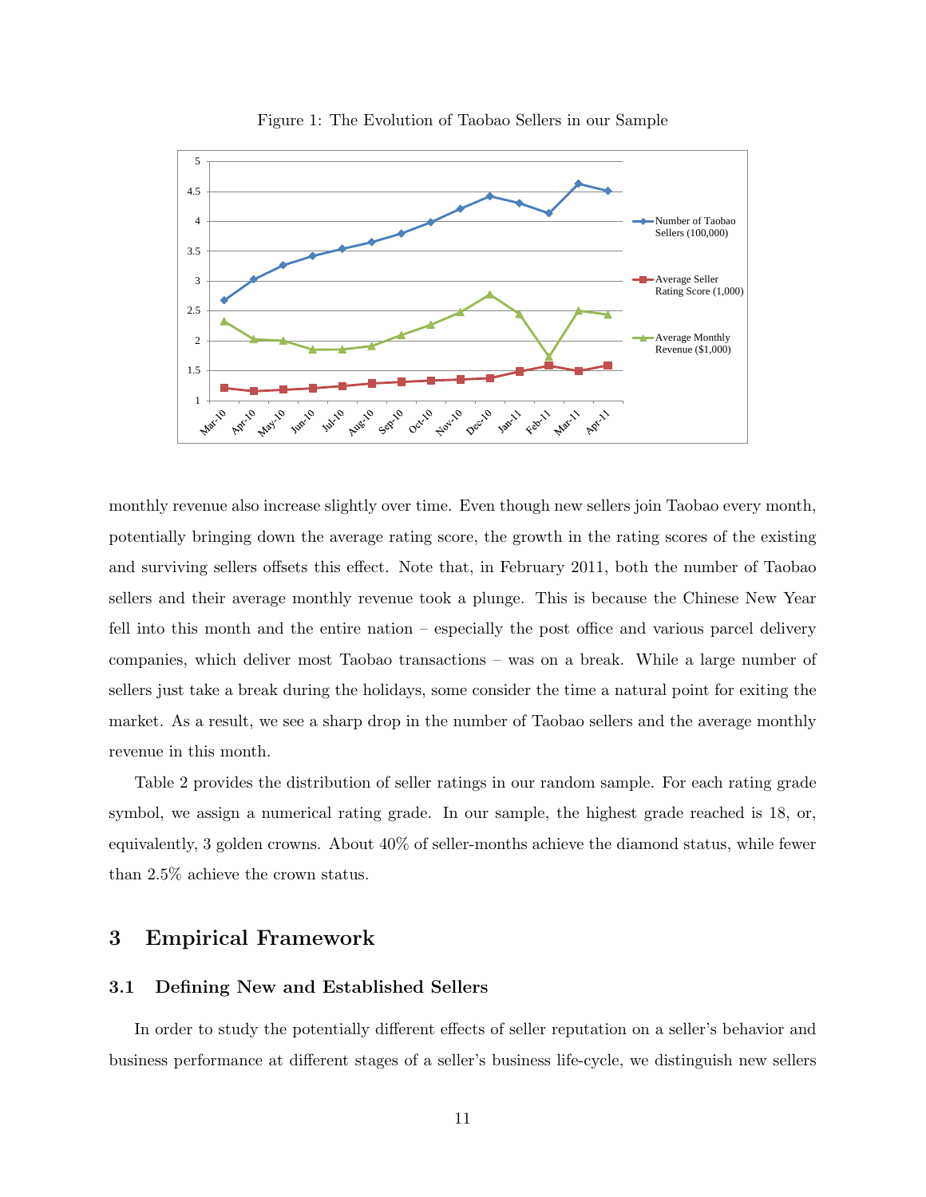Figure 1: The Evolution of Taobao Sellers in our Sample

monthly revenue also increase slightly over time. Even though new sellers join Taobao every month, potentially bringing down the average rating score, the growth in the rating scores of the existing and surviving sellers offsets this effect. Note that, in February 2011, both the number of Taobao sellers and their average monthly revenue took a plunge. This is because the Chinese New Year fell into this month and the entire nation – especially the post office and various parcel delivery companies, which deliver most Taobao transactions – was on a break. While a large number of sellers just take a break during the holidays, some consider the time a natural point for exiting the market. As a result, we see a sharp drop in the number of Taobao sellers and the average monthly revenue in this month.

Table 2 provides the distribution of seller ratings in our random sample. For each rating grade symbol, we assign a numerical rating grade. In our sample, the highest grade reached is 18, or, equivalently, 3 golden crowns. About 40% of seller-months achieve the diamond status, while fewer than 2.5% achieve the crown status.

## 3 Empirical Framework

### 3.1 Defining New and Established Sellers

In order to study the potentially different effects of seller reputation on a seller's behavior and business performance at different stages of a seller's business life-cycle, we distinguish new sellers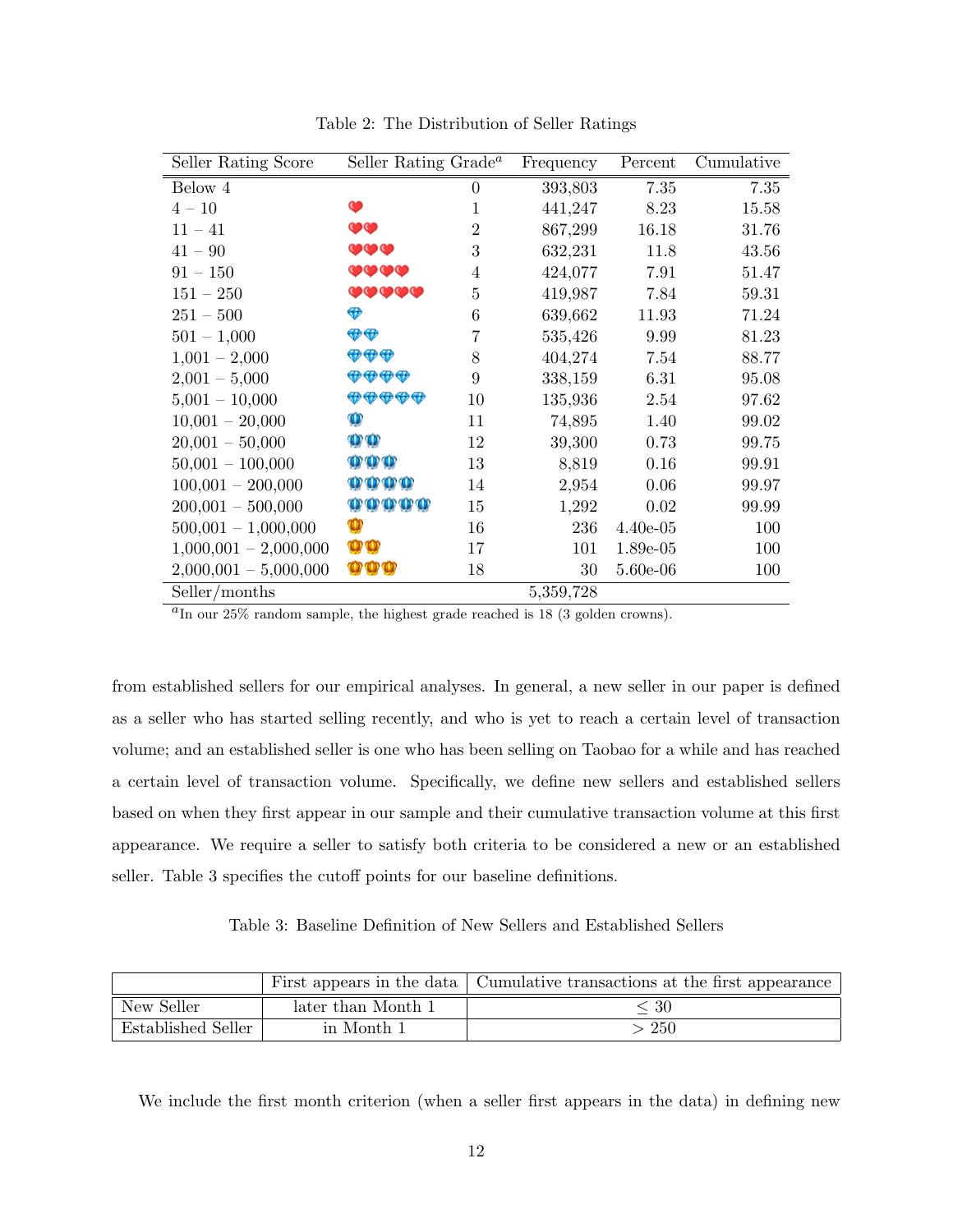Table 2: The Distribution of Seller Ratings

| Seller Rating Score | Seller Rating Grade[a] | Frequency | Percent | Cumulative |
|---|---|---|---|---|
| Below 4 | 0 | 393,803 | 7.35 | 7.35 |
| 4 – 10 | ❤ 1 | 441,247 | 8.23 | 15.58 |
| 11 – 41 | ❤❤ 2 | 867,299 | 16.18 | 31.76 |
| 41 – 90 | ❤❤❤ 3 | 632,231 | 11.8 | 43.56 |
| 91 – 150 | ❤❤❤❤ 4 | 424,077 | 7.91 | 51.47 |
| 151 – 250 | ❤❤❤❤❤ 5 | 419,987 | 7.84 | 59.31 |
| 251 – 500 | 💎 6 | 639,662 | 11.93 | 71.24 |
| 501 – 1,000 | 💎💎 7 | 535,426 | 9.99 | 81.23 |
| 1,001 – 2,000 | 💎💎💎 8 | 404,274 | 7.54 | 88.77 |
| 2,001 – 5,000 | 💎💎💎💎 9 | 338,159 | 6.31 | 95.08 |
| 5,001 – 10,000 | 💎💎💎💎💎 10 | 135,936 | 2.54 | 97.62 |
| 10,001 – 20,000 | 👑 11 | 74,895 | 1.40 | 99.02 |
| 20,001 – 50,000 | 👑👑 12 | 39,300 | 0.73 | 99.75 |
| 50,001 – 100,000 | 👑👑👑 13 | 8,819 | 0.16 | 99.91 |
| 100,001 – 200,000 | 👑👑👑👑 14 | 2,954 | 0.06 | 99.97 |
| 200,001 – 500,000 | 👑👑👑👑👑 15 | 1,292 | 0.02 | 99.99 |
| 500,001 – 1,000,000 | 👑 16 | 236 | 4.40e-05 | 100 |
| 1,000,001 – 2,000,000 | 👑👑 17 | 101 | 1.89e-05 | 100 |
| 2,000,001 – 5,000,000 | 👑👑👑 18 | 30 | 5.60e-06 | 100 |
| Seller/months | | 5,359,728 | | |

[a] In our 25% random sample, the highest grade reached is 18 (3 golden crowns).

from established sellers for our empirical analyses. In general, a new seller in our paper is defined as a seller who has started selling recently, and who is yet to reach a certain level of transaction volume; and an established seller is one who has been selling on Taobao for a while and has reached a certain level of transaction volume. Specifically, we define new sellers and established sellers based on when they first appear in our sample and their cumulative transaction volume at this first appearance. We require a seller to satisfy both criteria to be considered a new or an established seller. Table 3 specifies the cutoff points for our baseline definitions.

Table 3: Baseline Definition of New Sellers and Established Sellers

| | First appears in the data | Cumulative transactions at the first appearance |
|---|---|---|
| New Seller | later than Month 1 | $\leq 30$ |
| Established Seller | in Month 1 | $> 250$ |

We include the first month criterion (when a seller first appears in the data) in defining new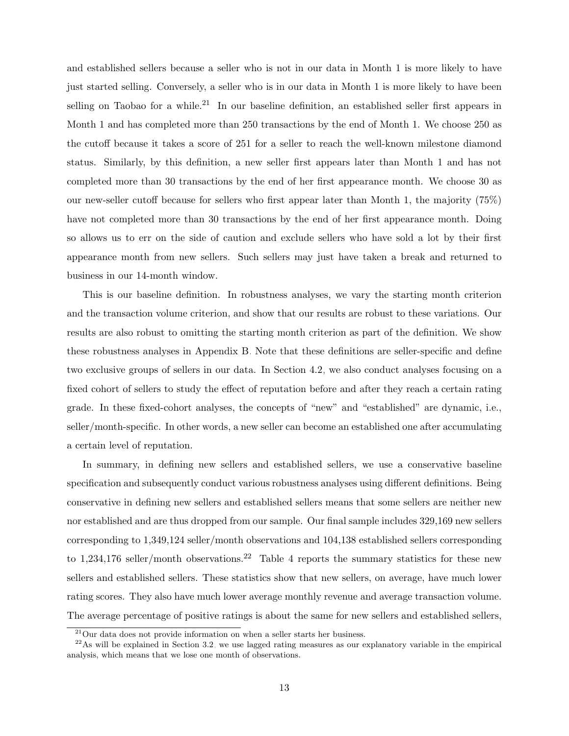and established sellers because a seller who is not in our data in Month 1 is more likely to have just started selling. Conversely, a seller who is in our data in Month 1 is more likely to have been selling on Taobao for a while.[21] In our baseline definition, an established seller first appears in Month 1 and has completed more than 250 transactions by the end of Month 1. We choose 250 as the cutoff because it takes a score of 251 for a seller to reach the well-known milestone diamond status. Similarly, by this definition, a new seller first appears later than Month 1 and has not completed more than 30 transactions by the end of her first appearance month. We choose 30 as our new-seller cutoff because for sellers who first appear later than Month 1, the majority (75%) have not completed more than 30 transactions by the end of her first appearance month. Doing so allows us to err on the side of caution and exclude sellers who have sold a lot by their first appearance month from new sellers. Such sellers may just have taken a break and returned to business in our 14-month window.

This is our baseline definition. In robustness analyses, we vary the starting month criterion and the transaction volume criterion, and show that our results are robust to these variations. Our results are also robust to omitting the starting month criterion as part of the definition. We show these robustness analyses in Appendix B. Note that these definitions are seller-specific and define two exclusive groups of sellers in our data. In Section 4.2, we also conduct analyses focusing on a fixed cohort of sellers to study the effect of reputation before and after they reach a certain rating grade. In these fixed-cohort analyses, the concepts of "new" and "established" are dynamic, i.e., seller/month-specific. In other words, a new seller can become an established one after accumulating a certain level of reputation.

In summary, in defining new sellers and established sellers, we use a conservative baseline specification and subsequently conduct various robustness analyses using different definitions. Being conservative in defining new sellers and established sellers means that some sellers are neither new nor established and are thus dropped from our sample. Our final sample includes 329,169 new sellers corresponding to 1,349,124 seller/month observations and 104,138 established sellers corresponding to 1,234,176 seller/month observations.[22] Table 4 reports the summary statistics for these new sellers and established sellers. These statistics show that new sellers, on average, have much lower rating scores. They also have much lower average monthly revenue and average transaction volume. The average percentage of positive ratings is about the same for new sellers and established sellers,

[21] Our data does not provide information on when a seller starts her business.

[22] As will be explained in Section 3.2, we use lagged rating measures as our explanatory variable in the empirical analysis, which means that we lose one month of observations.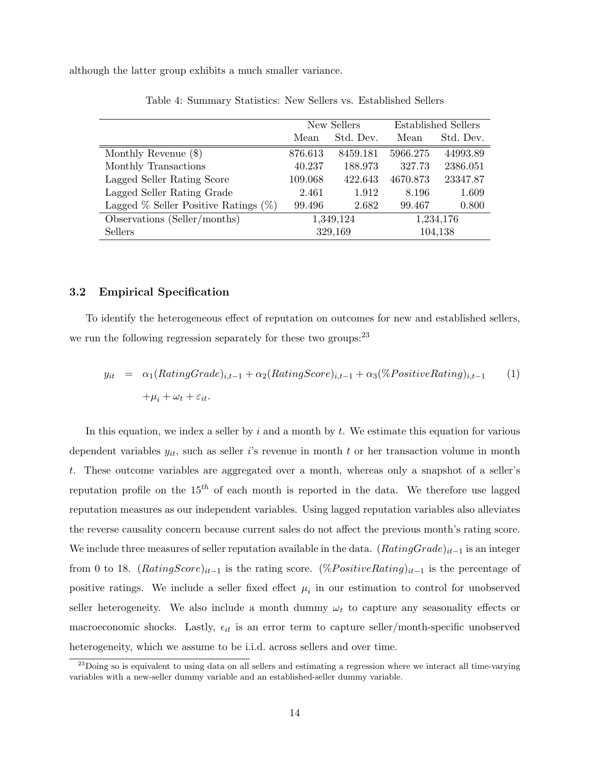although the latter group exhibits a much smaller variance.

Table 4: Summary Statistics: New Sellers vs. Established Sellers

| | New Sellers | | Established Sellers | |
|---|---|---|---|---|
| | Mean | Std. Dev. | Mean | Std. Dev. |
| Monthly Revenue ($) | 876.613 | 8459.181 | 5966.275 | 44993.89 |
| Monthly Transactions | 40.237 | 188.973 | 327.73 | 2386.051 |
| Lagged Seller Rating Score | 109.068 | 422.643 | 4670.873 | 23347.87 |
| Lagged Seller Rating Grade | 2.461 | 1.912 | 8.196 | 1.609 |
| Lagged % Seller Positive Ratings (%) | 99.496 | 2.682 | 99.467 | 0.800 |
| Observations (Seller/months) | 1,349,124 | | 1,234,176 | |
| Sellers | 329,169 | | 104,138 | |

### 3.2 Empirical Specification

To identify the heterogeneous effect of reputation on outcomes for new and established sellers, we run the following regression separately for these two groups:[23]

$$
\begin{aligned}
y_{it} &= \alpha_1 (RatingGrade)_{i,t-1} + \alpha_2 (RatingScore)_{i,t-1} + \alpha_3 (\%PositiveRating)_{i,t-1} \quad (1) \\
&\quad + \mu_i + \omega_t + \varepsilon_{it}.
\end{aligned}
$$

In this equation, we index a seller by $i$ and a month by $t$. We estimate this equation for various dependent variables $y_{it}$, such as seller $i$'s revenue in month $t$ or her transaction volume in month $t$. These outcome variables are aggregated over a month, whereas only a snapshot of a seller's reputation profile on the $15^{th}$ of each month is reported in the data. We therefore use lagged reputation measures as our independent variables. Using lagged reputation variables also alleviates the reverse causality concern because current sales do not affect the previous month's rating score. We include three measures of seller reputation available in the data. $(RatingGrade)_{it-1}$ is an integer from 0 to 18. $(RatingScore)_{it-1}$ is the rating score. $(\%PositiveRating)_{it-1}$ is the percentage of positive ratings. We include a seller fixed effect $\mu_i$ in our estimation to control for unobserved seller heterogeneity. We also include a month dummy $\omega_t$ to capture any seasonality effects or macroeconomic shocks. Lastly, $\epsilon_{it}$ is an error term to capture seller/month-specific unobserved heterogeneity, which we assume to be i.i.d. across sellers and over time.

[23] Doing so is equivalent to using data on all sellers and estimating a regression where we interact all time-varying variables with a new-seller dummy variable and an established-seller dummy variable.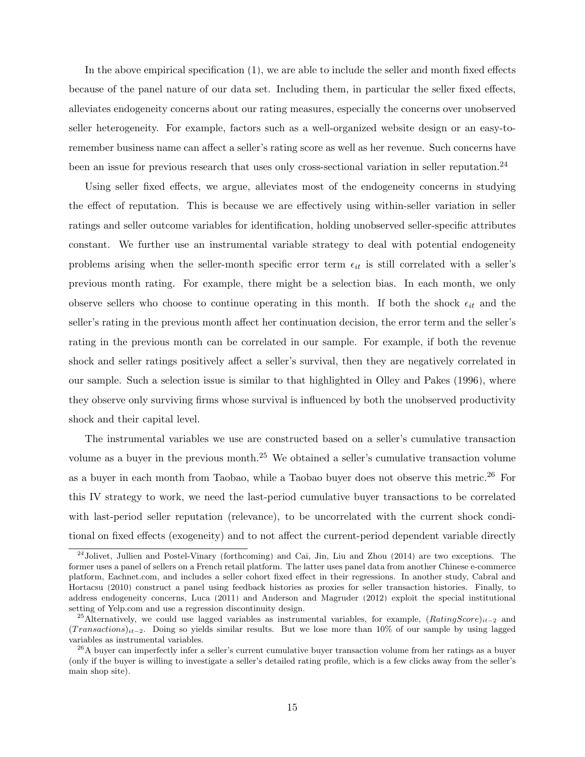In the above empirical specification (1), we are able to include the seller and month fixed effects because of the panel nature of our data set. Including them, in particular the seller fixed effects, alleviates endogeneity concerns about our rating measures, especially the concerns over unobserved seller heterogeneity. For example, factors such as a well-organized website design or an easy-to-remember business name can affect a seller's rating score as well as her revenue. Such concerns have been an issue for previous research that uses only cross-sectional variation in seller reputation.[24]

Using seller fixed effects, we argue, alleviates most of the endogeneity concerns in studying the effect of reputation. This is because we are effectively using within-seller variation in seller ratings and seller outcome variables for identification, holding unobserved seller-specific attributes constant. We further use an instrumental variable strategy to deal with potential endogeneity problems arising when the seller-month specific error term $\epsilon_{it}$ is still correlated with a seller's previous month rating. For example, there might be a selection bias. In each month, we only observe sellers who choose to continue operating in this month. If both the shock $\epsilon_{it}$ and the seller's rating in the previous month affect her continuation decision, the error term and the seller's rating in the previous month can be correlated in our sample. For example, if both the revenue shock and seller ratings positively affect a seller's survival, then they are negatively correlated in our sample. Such a selection issue is similar to that highlighted in Olley and Pakes (1996), where they observe only surviving firms whose survival is influenced by both the unobserved productivity shock and their capital level.

The instrumental variables we use are constructed based on a seller's cumulative transaction volume as a buyer in the previous month.[25] We obtained a seller's cumulative transaction volume as a buyer in each month from Taobao, while a Taobao buyer does not observe this metric.[26] For this IV strategy to work, we need the last-period cumulative buyer transactions to be correlated with last-period seller reputation (relevance), to be uncorrelated with the current shock conditional on fixed effects (exogeneity) and to not affect the current-period dependent variable directly

[24] Jolivet, Jullien and Postel-Vinary (forthcoming) and Cai, Jin, Liu and Zhou (2014) are two exceptions. The former uses a panel of sellers on a French retail platform. The latter uses panel data from another Chinese e-commerce platform, Eachnet.com, and includes a seller cohort fixed effect in their regressions. In another study, Cabral and Hortacsu (2010) construct a panel using feedback histories as proxies for seller transaction histories. Finally, to address endogeneity concerns, Luca (2011) and Anderson and Magruder (2012) exploit the special institutional setting of Yelp.com and use a regression discontinuity design.

[25] Alternatively, we could use lagged variables as instrumental variables, for example, $(RatingScore)_{it-2}$ and $(Transactions)_{it-2}$. Doing so yields similar results. But we lose more than 10% of our sample by using lagged variables as instrumental variables.

[26] A buyer can imperfectly infer a seller's current cumulative buyer transaction volume from her ratings as a buyer (only if the buyer is willing to investigate a seller's detailed rating profile, which is a few clicks away from the seller's main shop site).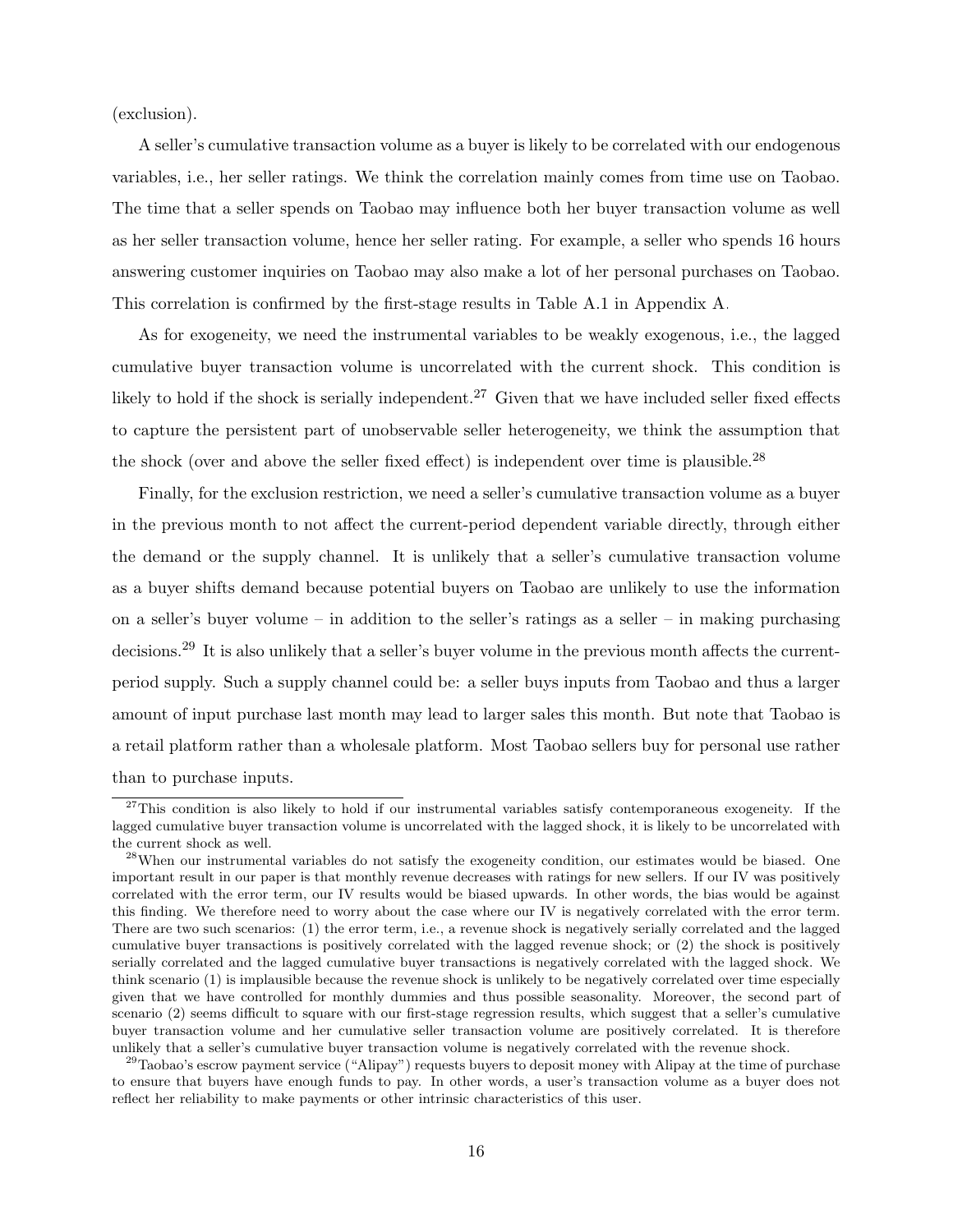(exclusion).

A seller's cumulative transaction volume as a buyer is likely to be correlated with our endogenous variables, i.e., her seller ratings. We think the correlation mainly comes from time use on Taobao. The time that a seller spends on Taobao may influence both her buyer transaction volume as well as her seller transaction volume, hence her seller rating. For example, a seller who spends 16 hours answering customer inquiries on Taobao may also make a lot of her personal purchases on Taobao. This correlation is confirmed by the first-stage results in Table A.1 in Appendix A.

As for exogeneity, we need the instrumental variables to be weakly exogenous, i.e., the lagged cumulative buyer transaction volume is uncorrelated with the current shock. This condition is likely to hold if the shock is serially independent.[27] Given that we have included seller fixed effects to capture the persistent part of unobservable seller heterogeneity, we think the assumption that the shock (over and above the seller fixed effect) is independent over time is plausible.[28]

Finally, for the exclusion restriction, we need a seller's cumulative transaction volume as a buyer in the previous month to not affect the current-period dependent variable directly, through either the demand or the supply channel. It is unlikely that a seller's cumulative transaction volume as a buyer shifts demand because potential buyers on Taobao are unlikely to use the information on a seller's buyer volume – in addition to the seller's ratings as a seller – in making purchasing decisions.[29] It is also unlikely that a seller's buyer volume in the previous month affects the current-period supply. Such a supply channel could be: a seller buys inputs from Taobao and thus a larger amount of input purchase last month may lead to larger sales this month. But note that Taobao is a retail platform rather than a wholesale platform. Most Taobao sellers buy for personal use rather than to purchase inputs.

---

[27] This condition is also likely to hold if our instrumental variables satisfy contemporaneous exogeneity. If the lagged cumulative buyer transaction volume is uncorrelated with the lagged shock, it is likely to be uncorrelated with the current shock as well.

[28] When our instrumental variables do not satisfy the exogeneity condition, our estimates would be biased. One important result in our paper is that monthly revenue decreases with ratings for new sellers. If our IV was positively correlated with the error term, our IV results would be biased upwards. In other words, the bias would be against this finding. We therefore need to worry about the case where our IV is negatively correlated with the error term. There are two such scenarios: (1) the error term, i.e., a revenue shock is negatively serially correlated and the lagged cumulative buyer transactions is positively correlated with the lagged revenue shock; or (2) the shock is positively serially correlated and the lagged cumulative buyer transactions is negatively correlated with the lagged shock. We think scenario (1) is implausible because the revenue shock is unlikely to be negatively correlated over time especially given that we have controlled for monthly dummies and thus possible seasonality. Moreover, the second part of scenario (2) seems difficult to square with our first-stage regression results, which suggest that a seller's cumulative buyer transaction volume and her cumulative seller transaction volume are positively correlated. It is therefore unlikely that a seller's cumulative buyer transaction volume is negatively correlated with the revenue shock.

[29] Taobao's escrow payment service ("Alipay") requests buyers to deposit money with Alipay at the time of purchase to ensure that buyers have enough funds to pay. In other words, a user's transaction volume as a buyer does not reflect her reliability to make payments or other intrinsic characteristics of this user.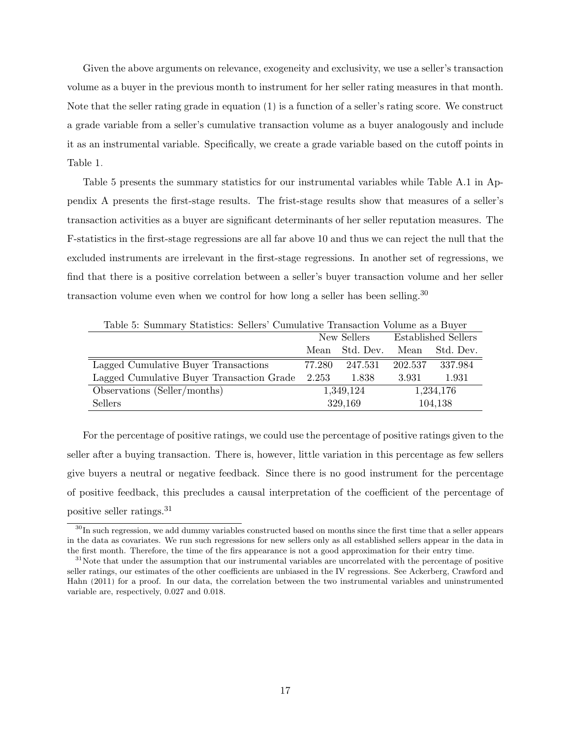Given the above arguments on relevance, exogeneity and exclusivity, we use a seller's transaction volume as a buyer in the previous month to instrument for her seller rating measures in that month. Note that the seller rating grade in equation (1) is a function of a seller's rating score. We construct a grade variable from a seller's cumulative transaction volume as a buyer analogously and include it as an instrumental variable. Specifically, we create a grade variable based on the cutoff points in Table 1.

Table 5 presents the summary statistics for our instrumental variables while Table A.1 in Appendix A presents the first-stage results. The frist-stage results show that measures of a seller's transaction activities as a buyer are significant determinants of her seller reputation measures. The F-statistics in the first-stage regressions are all far above 10 and thus we can reject the null that the excluded instruments are irrelevant in the first-stage regressions. In another set of regressions, we find that there is a positive correlation between a seller's buyer transaction volume and her seller transaction volume even when we control for how long a seller has been selling.[30]

Table 5: Summary Statistics: Sellers' Cumulative Transaction Volume as a Buyer

| | New Sellers | | Established Sellers | |
|---|---|---|---|---|
| | Mean | Std. Dev. | Mean | Std. Dev. |
| Lagged Cumulative Buyer Transactions | 77.280 | 247.531 | 202.537 | 337.984 |
| Lagged Cumulative Buyer Transaction Grade | 2.253 | 1.838 | 3.931 | 1.931 |
| Observations (Seller/months) | 1,349,124 | | 1,234,176 | |
| Sellers | 329,169 | | 104,138 | |

For the percentage of positive ratings, we could use the percentage of positive ratings given to the seller after a buying transaction. There is, however, little variation in this percentage as few sellers give buyers a neutral or negative feedback. Since there is no good instrument for the percentage of positive feedback, this precludes a causal interpretation of the coefficient of the percentage of positive seller ratings.[31]

[30] In such regression, we add dummy variables constructed based on months since the first time that a seller appears in the data as covariates. We run such regressions for new sellers only as all established sellers appear in the data in the first month. Therefore, the time of the firs appearance is not a good approximation for their entry time.

[31] Note that under the assumption that our instrumental variables are uncorrelated with the percentage of positive seller ratings, our estimates of the other coefficients are unbiased in the IV regressions. See Ackerberg, Crawford and Hahn (2011) for a proof. In our data, the correlation between the two instrumental variables and uninstrumented variable are, respectively, 0.027 and 0.018.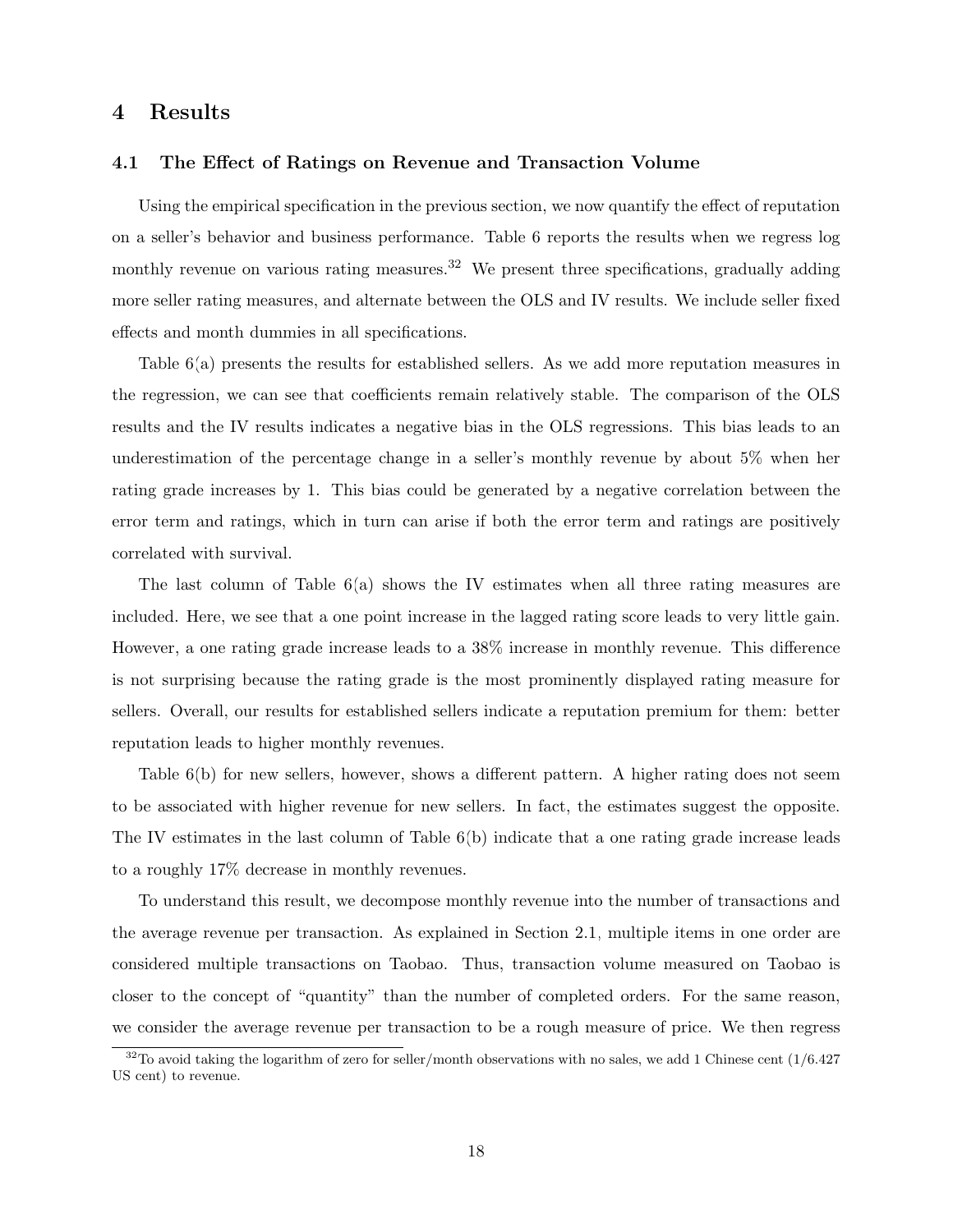# 4 Results

## 4.1 The Effect of Ratings on Revenue and Transaction Volume

Using the empirical specification in the previous section, we now quantify the effect of reputation on a seller's behavior and business performance. Table 6 reports the results when we regress log monthly revenue on various rating measures.[32] We present three specifications, gradually adding more seller rating measures, and alternate between the OLS and IV results. We include seller fixed effects and month dummies in all specifications.

Table 6(a) presents the results for established sellers. As we add more reputation measures in the regression, we can see that coefficients remain relatively stable. The comparison of the OLS results and the IV results indicates a negative bias in the OLS regressions. This bias leads to an underestimation of the percentage change in a seller's monthly revenue by about 5% when her rating grade increases by 1. This bias could be generated by a negative correlation between the error term and ratings, which in turn can arise if both the error term and ratings are positively correlated with survival.

The last column of Table 6(a) shows the IV estimates when all three rating measures are included. Here, we see that a one point increase in the lagged rating score leads to very little gain. However, a one rating grade increase leads to a 38% increase in monthly revenue. This difference is not surprising because the rating grade is the most prominently displayed rating measure for sellers. Overall, our results for established sellers indicate a reputation premium for them: better reputation leads to higher monthly revenues.

Table 6(b) for new sellers, however, shows a different pattern. A higher rating does not seem to be associated with higher revenue for new sellers. In fact, the estimates suggest the opposite. The IV estimates in the last column of Table 6(b) indicate that a one rating grade increase leads to a roughly 17% decrease in monthly revenues.

To understand this result, we decompose monthly revenue into the number of transactions and the average revenue per transaction. As explained in Section 2.1, multiple items in one order are considered multiple transactions on Taobao. Thus, transaction volume measured on Taobao is closer to the concept of "quantity" than the number of completed orders. For the same reason, we consider the average revenue per transaction to be a rough measure of price. We then regress

[32] To avoid taking the logarithm of zero for seller/month observations with no sales, we add 1 Chinese cent (1/6.427 US cent) to revenue.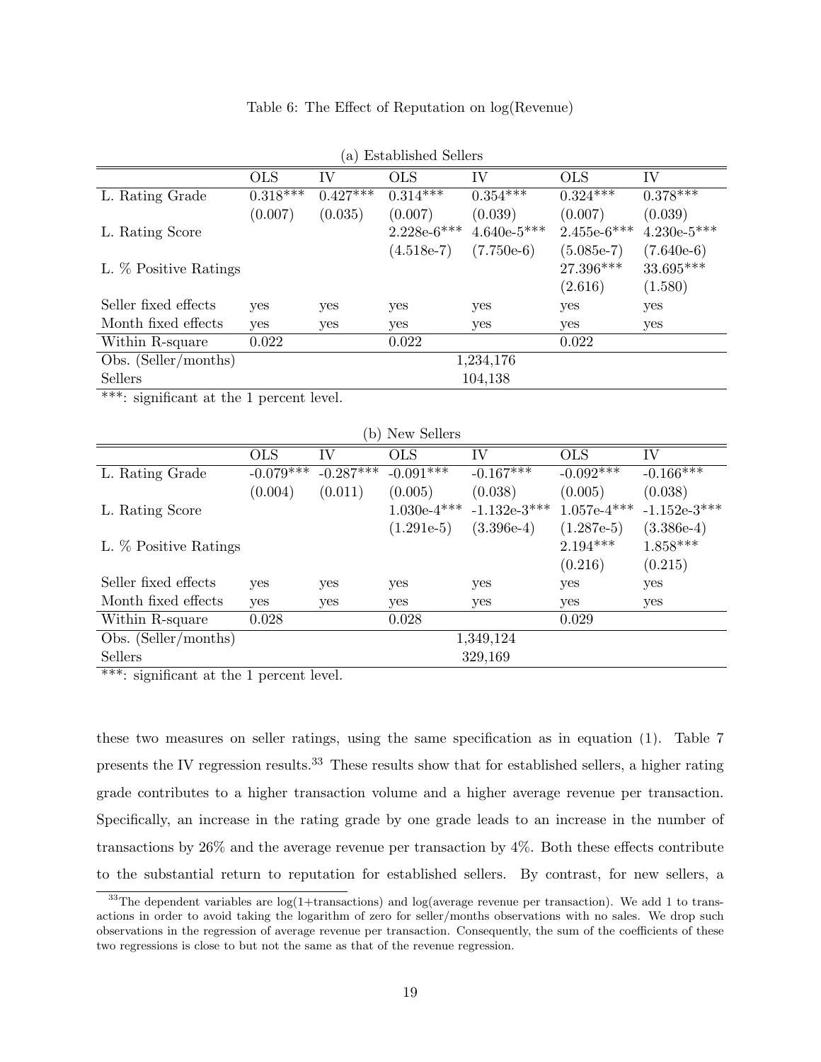Table 6: The Effect of Reputation on log(Revenue)

(a) Established Sellers

| | OLS | IV | OLS | IV | OLS | IV |
|---|---|---|---|---|---|---|
| L. Rating Grade | 0.318*** | 0.427*** | 0.314*** | 0.354*** | 0.324*** | 0.378*** |
| | (0.007) | (0.035) | (0.007) | (0.039) | (0.007) | (0.039) |
| L. Rating Score | | | 2.228e-6*** | 4.640e-5*** | 2.455e-6*** | 4.230e-5*** |
| | | | (4.518e-7) | (7.750e-6) | (5.085e-7) | (7.640e-6) |
| L. % Positive Ratings | | | | | 27.396*** | 33.695*** |
| | | | | | (2.616) | (1.580) |
| Seller fixed effects | yes | yes | yes | yes | yes | yes |
| Month fixed effects | yes | yes | yes | yes | yes | yes |
| Within R-square | 0.022 | | 0.022 | | 0.022 | |
| Obs. (Seller/months) | | | | 1,234,176 | | |
| Sellers | | | | 104,138 | | |

***: significant at the 1 percent level.

(b) New Sellers

| | OLS | IV | OLS | IV | OLS | IV |
|---|---|---|---|---|---|---|
| L. Rating Grade | -0.079*** | -0.287*** | -0.091*** | -0.167*** | -0.092*** | -0.166*** |
| | (0.004) | (0.011) | (0.005) | (0.038) | (0.005) | (0.038) |
| L. Rating Score | | | 1.030e-4*** | -1.132e-3*** | 1.057e-4*** | -1.152e-3*** |
| | | | (1.291e-5) | (3.396e-4) | (1.287e-5) | (3.386e-4) |
| L. % Positive Ratings | | | | | 2.194*** | 1.858*** |
| | | | | | (0.216) | (0.215) |
| Seller fixed effects | yes | yes | yes | yes | yes | yes |
| Month fixed effects | yes | yes | yes | yes | yes | yes |
| Within R-square | 0.028 | | 0.028 | | 0.029 | |
| Obs. (Seller/months) | | | | 1,349,124 | | |
| Sellers | | | | 329,169 | | |

***: significant at the 1 percent level.

these two measures on seller ratings, using the same specification as in equation (1). Table 7 presents the IV regression results.[33] These results show that for established sellers, a higher rating grade contributes to a higher transaction volume and a higher average revenue per transaction. Specifically, an increase in the rating grade by one grade leads to an increase in the number of transactions by 26% and the average revenue per transaction by 4%. Both these effects contribute to the substantial return to reputation for established sellers. By contrast, for new sellers, a

[33] The dependent variables are log(1+transactions) and log(average revenue per transaction). We add 1 to transactions in order to avoid taking the logarithm of zero for seller/months observations with no sales. We drop such observations in the regression of average revenue per transaction. Consequently, the sum of the coefficients of these two regressions is close to but not the same as that of the revenue regression.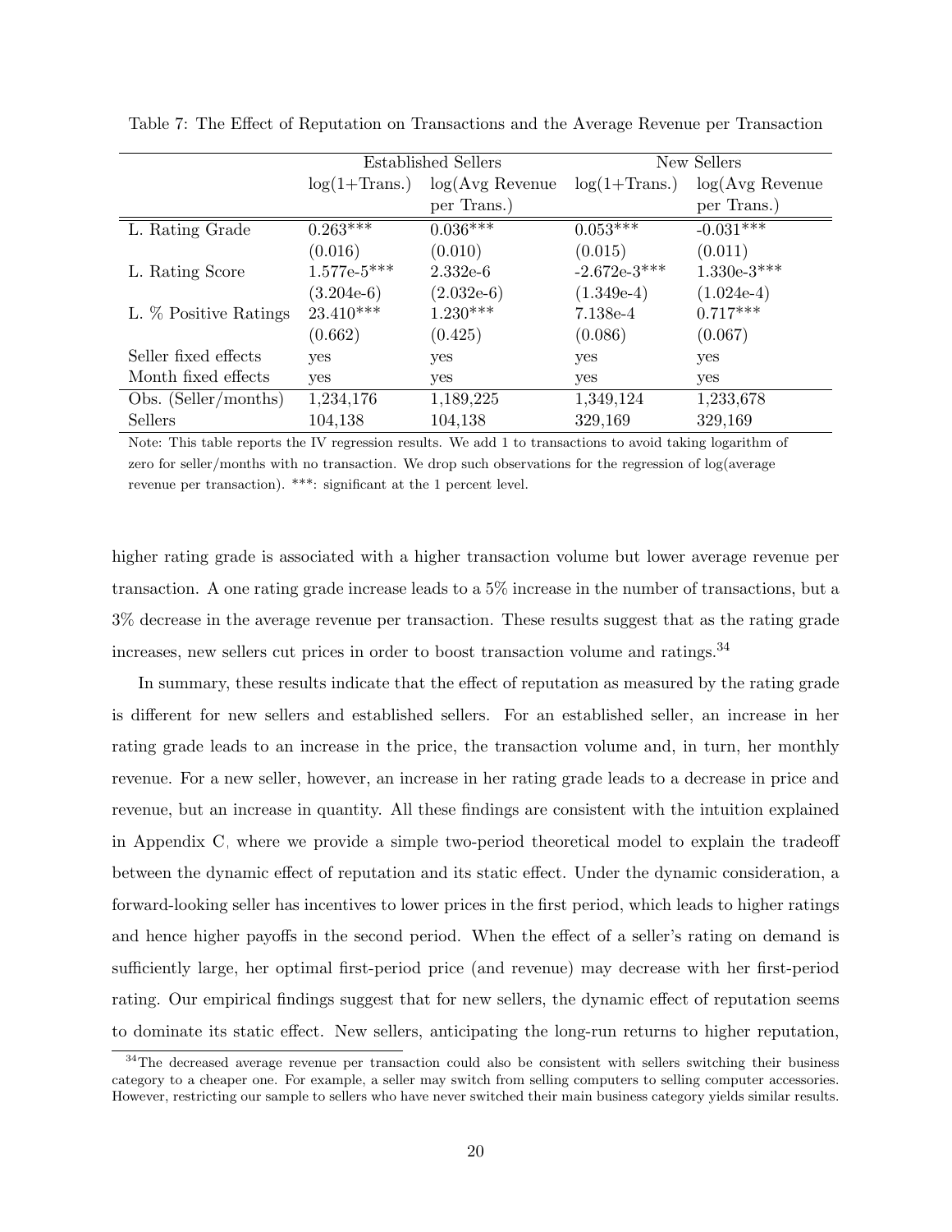Table 7: The Effect of Reputation on Transactions and the Average Revenue per Transaction

| | Established Sellers | | New Sellers | |
|---|---|---|---|---|
| | log(1+Trans.) | log(Avg Revenue per Trans.) | log(1+Trans.) | log(Avg Revenue per Trans.) |
| L. Rating Grade | 0.263*** | 0.036*** | 0.053*** | -0.031*** |
| | (0.016) | (0.010) | (0.015) | (0.011) |
| L. Rating Score | 1.577e-5*** | 2.332e-6 | -2.672e-3*** | 1.330e-3*** |
| | (3.204e-6) | (2.032e-6) | (1.349e-4) | (1.024e-4) |
| L. % Positive Ratings | 23.410*** | 1.230*** | 7.138e-4 | 0.717*** |
| | (0.662) | (0.425) | (0.086) | (0.067) |
| Seller fixed effects | yes | yes | yes | yes |
| Month fixed effects | yes | yes | yes | yes |
| Obs. (Seller/months) | 1,234,176 | 1,189,225 | 1,349,124 | 1,233,678 |
| Sellers | 104,138 | 104,138 | 329,169 | 329,169 |

Note: This table reports the IV regression results. We add 1 to transactions to avoid taking logarithm of zero for seller/months with no transaction. We drop such observations for the regression of log(average revenue per transaction). ***: significant at the 1 percent level.

higher rating grade is associated with a higher transaction volume but lower average revenue per transaction. A one rating grade increase leads to a 5% increase in the number of transactions, but a 3% decrease in the average revenue per transaction. These results suggest that as the rating grade increases, new sellers cut prices in order to boost transaction volume and ratings.[34]

In summary, these results indicate that the effect of reputation as measured by the rating grade is different for new sellers and established sellers. For an established seller, an increase in her rating grade leads to an increase in the price, the transaction volume and, in turn, her monthly revenue. For a new seller, however, an increase in her rating grade leads to a decrease in price and revenue, but an increase in quantity. All these findings are consistent with the intuition explained in Appendix C, where we provide a simple two-period theoretical model to explain the tradeoff between the dynamic effect of reputation and its static effect. Under the dynamic consideration, a forward-looking seller has incentives to lower prices in the first period, which leads to higher ratings and hence higher payoffs in the second period. When the effect of a seller's rating on demand is sufficiently large, her optimal first-period price (and revenue) may decrease with her first-period rating. Our empirical findings suggest that for new sellers, the dynamic effect of reputation seems to dominate its static effect. New sellers, anticipating the long-run returns to higher reputation,

[34] The decreased average revenue per transaction could also be consistent with sellers switching their business category to a cheaper one. For example, a seller may switch from selling computers to selling computer accessories. However, restricting our sample to sellers who have never switched their main business category yields similar results.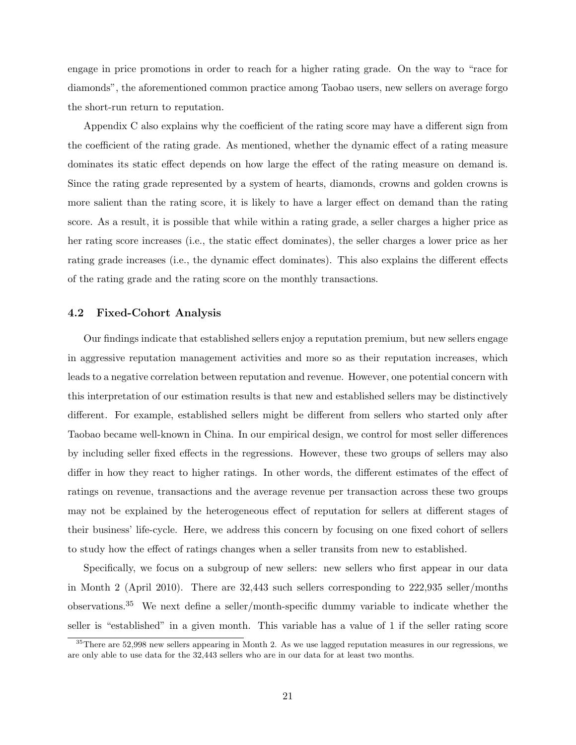engage in price promotions in order to reach for a higher rating grade. On the way to "race for diamonds", the aforementioned common practice among Taobao users, new sellers on average forgo the short-run return to reputation.

Appendix C also explains why the coefficient of the rating score may have a different sign from the coefficient of the rating grade. As mentioned, whether the dynamic effect of a rating measure dominates its static effect depends on how large the effect of the rating measure on demand is. Since the rating grade represented by a system of hearts, diamonds, crowns and golden crowns is more salient than the rating score, it is likely to have a larger effect on demand than the rating score. As a result, it is possible that while within a rating grade, a seller charges a higher price as her rating score increases (i.e., the static effect dominates), the seller charges a lower price as her rating grade increases (i.e., the dynamic effect dominates). This also explains the different effects of the rating grade and the rating score on the monthly transactions.

### 4.2 Fixed-Cohort Analysis

Our findings indicate that established sellers enjoy a reputation premium, but new sellers engage in aggressive reputation management activities and more so as their reputation increases, which leads to a negative correlation between reputation and revenue. However, one potential concern with this interpretation of our estimation results is that new and established sellers may be distinctively different. For example, established sellers might be different from sellers who started only after Taobao became well-known in China. In our empirical design, we control for most seller differences by including seller fixed effects in the regressions. However, these two groups of sellers may also differ in how they react to higher ratings. In other words, the different estimates of the effect of ratings on revenue, transactions and the average revenue per transaction across these two groups may not be explained by the heterogeneous effect of reputation for sellers at different stages of their business' life-cycle. Here, we address this concern by focusing on one fixed cohort of sellers to study how the effect of ratings changes when a seller transits from new to established.

Specifically, we focus on a subgroup of new sellers: new sellers who first appear in our data in Month 2 (April 2010). There are 32,443 such sellers corresponding to 222,935 seller/months observations.[35] We next define a seller/month-specific dummy variable to indicate whether the seller is "established" in a given month. This variable has a value of 1 if the seller rating score

[35] There are 52,998 new sellers appearing in Month 2. As we use lagged reputation measures in our regressions, we are only able to use data for the 32,443 sellers who are in our data for at least two months.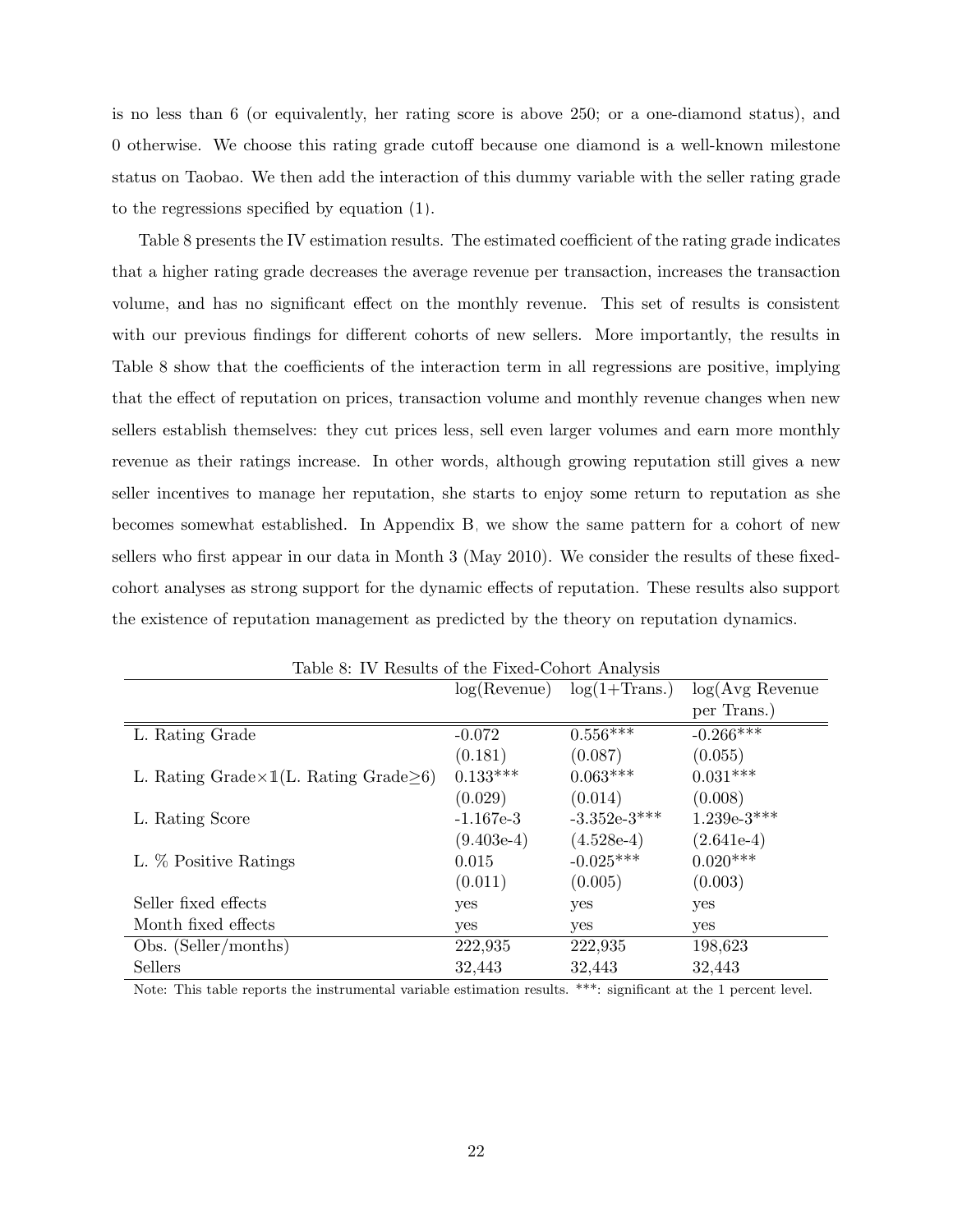is no less than 6 (or equivalently, her rating score is above 250; or a one-diamond status), and 0 otherwise. We choose this rating grade cutoff because one diamond is a well-known milestone status on Taobao. We then add the interaction of this dummy variable with the seller rating grade to the regressions specified by equation (1).

Table 8 presents the IV estimation results. The estimated coefficient of the rating grade indicates that a higher rating grade decreases the average revenue per transaction, increases the transaction volume, and has no significant effect on the monthly revenue. This set of results is consistent with our previous findings for different cohorts of new sellers. More importantly, the results in Table 8 show that the coefficients of the interaction term in all regressions are positive, implying that the effect of reputation on prices, transaction volume and monthly revenue changes when new sellers establish themselves: they cut prices less, sell even larger volumes and earn more monthly revenue as their ratings increase. In other words, although growing reputation still gives a new seller incentives to manage her reputation, she starts to enjoy some return to reputation as she becomes somewhat established. In Appendix B, we show the same pattern for a cohort of new sellers who first appear in our data in Month 3 (May 2010). We consider the results of these fixed-cohort analyses as strong support for the dynamic effects of reputation. These results also support the existence of reputation management as predicted by the theory on reputation dynamics.

Table 8: IV Results of the Fixed-Cohort Analysis

| | log(Revenue) | log(1+Trans.) | log(Avg Revenue per Trans.) |
|---|---|---|---|
| L. Rating Grade | -0.072 | 0.556*** | -0.266*** |
| | (0.181) | (0.087) | (0.055) |
| L. Rating Grade$\times\mathbb{1}$(L. Rating Grade$\geq$6) | 0.133*** | 0.063*** | 0.031*** |
| | (0.029) | (0.014) | (0.008) |
| L. Rating Score | -1.167e-3 | -3.352e-3*** | 1.239e-3*** |
| | (9.403e-4) | (4.528e-4) | (2.641e-4) |
| L. % Positive Ratings | 0.015 | -0.025*** | 0.020*** |
| | (0.011) | (0.005) | (0.003) |
| Seller fixed effects | yes | yes | yes |
| Month fixed effects | yes | yes | yes |
| Obs. (Seller/months) | 222,935 | 222,935 | 198,623 |
| Sellers | 32,443 | 32,443 | 32,443 |

Note: This table reports the instrumental variable estimation results. ***: significant at the 1 percent level.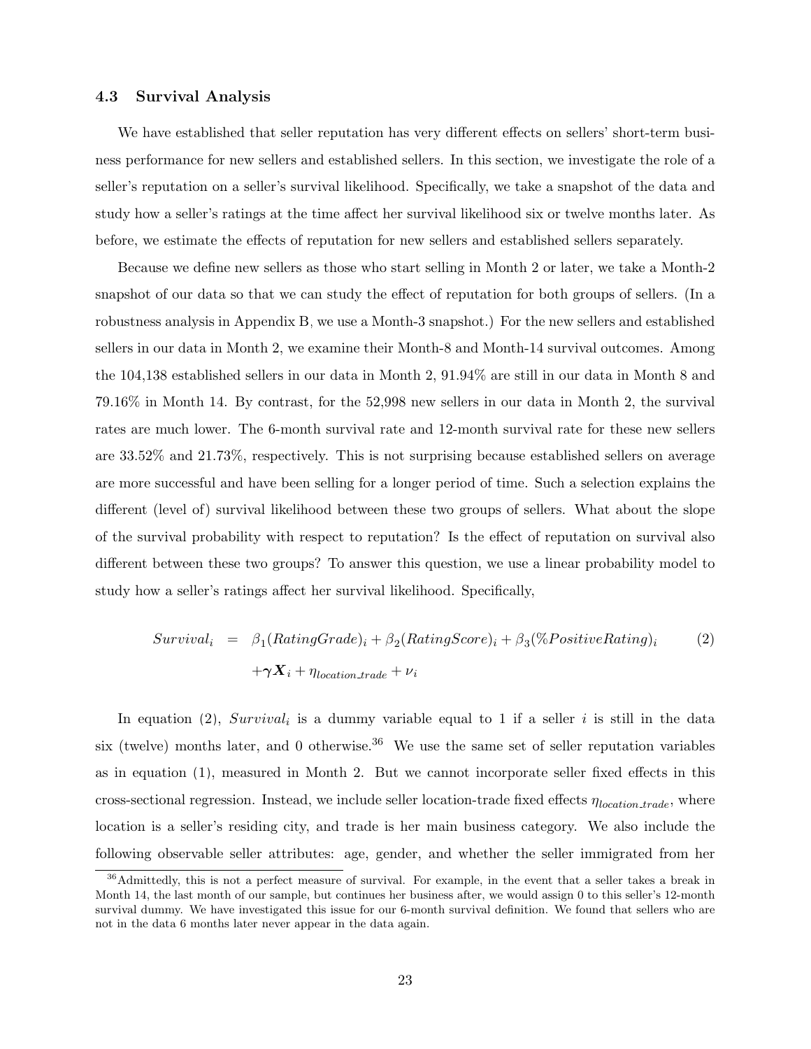### 4.3 Survival Analysis

We have established that seller reputation has very different effects on sellers' short-term business performance for new sellers and established sellers. In this section, we investigate the role of a seller's reputation on a seller's survival likelihood. Specifically, we take a snapshot of the data and study how a seller's ratings at the time affect her survival likelihood six or twelve months later. As before, we estimate the effects of reputation for new sellers and established sellers separately.

Because we define new sellers as those who start selling in Month 2 or later, we take a Month-2 snapshot of our data so that we can study the effect of reputation for both groups of sellers. (In a robustness analysis in Appendix B, we use a Month-3 snapshot.) For the new sellers and established sellers in our data in Month 2, we examine their Month-8 and Month-14 survival outcomes. Among the 104,138 established sellers in our data in Month 2, 91.94% are still in our data in Month 8 and 79.16% in Month 14. By contrast, for the 52,998 new sellers in our data in Month 2, the survival rates are much lower. The 6-month survival rate and 12-month survival rate for these new sellers are 33.52% and 21.73%, respectively. This is not surprising because established sellers on average are more successful and have been selling for a longer period of time. Such a selection explains the different (level of) survival likelihood between these two groups of sellers. What about the slope of the survival probability with respect to reputation? Is the effect of reputation on survival also different between these two groups? To answer this question, we use a linear probability model to study how a seller's ratings affect her survival likelihood. Specifically,

$$
\begin{aligned}
Survival_i &= \beta_1(RatingGrade)_i + \beta_2(RatingScore)_i + \beta_3(\%PositiveRating)_i \\
&\quad + \boldsymbol{\gamma}\boldsymbol{X}_i + \eta_{location\_trade} + \nu_i
\end{aligned}
\tag{2}
$$

In equation (2), $Survival_i$ is a dummy variable equal to 1 if a seller $i$ is still in the data six (twelve) months later, and 0 otherwise.[36] We use the same set of seller reputation variables as in equation (1), measured in Month 2. But we cannot incorporate seller fixed effects in this cross-sectional regression. Instead, we include seller location-trade fixed effects $\eta_{location\_trade}$, where location is a seller's residing city, and trade is her main business category. We also include the following observable seller attributes: age, gender, and whether the seller immigrated from her

[36] Admittedly, this is not a perfect measure of survival. For example, in the event that a seller takes a break in Month 14, the last month of our sample, but continues her business after, we would assign 0 to this seller's 12-month survival dummy. We have investigated this issue for our 6-month survival definition. We found that sellers who are not in the data 6 months later never appear in the data again.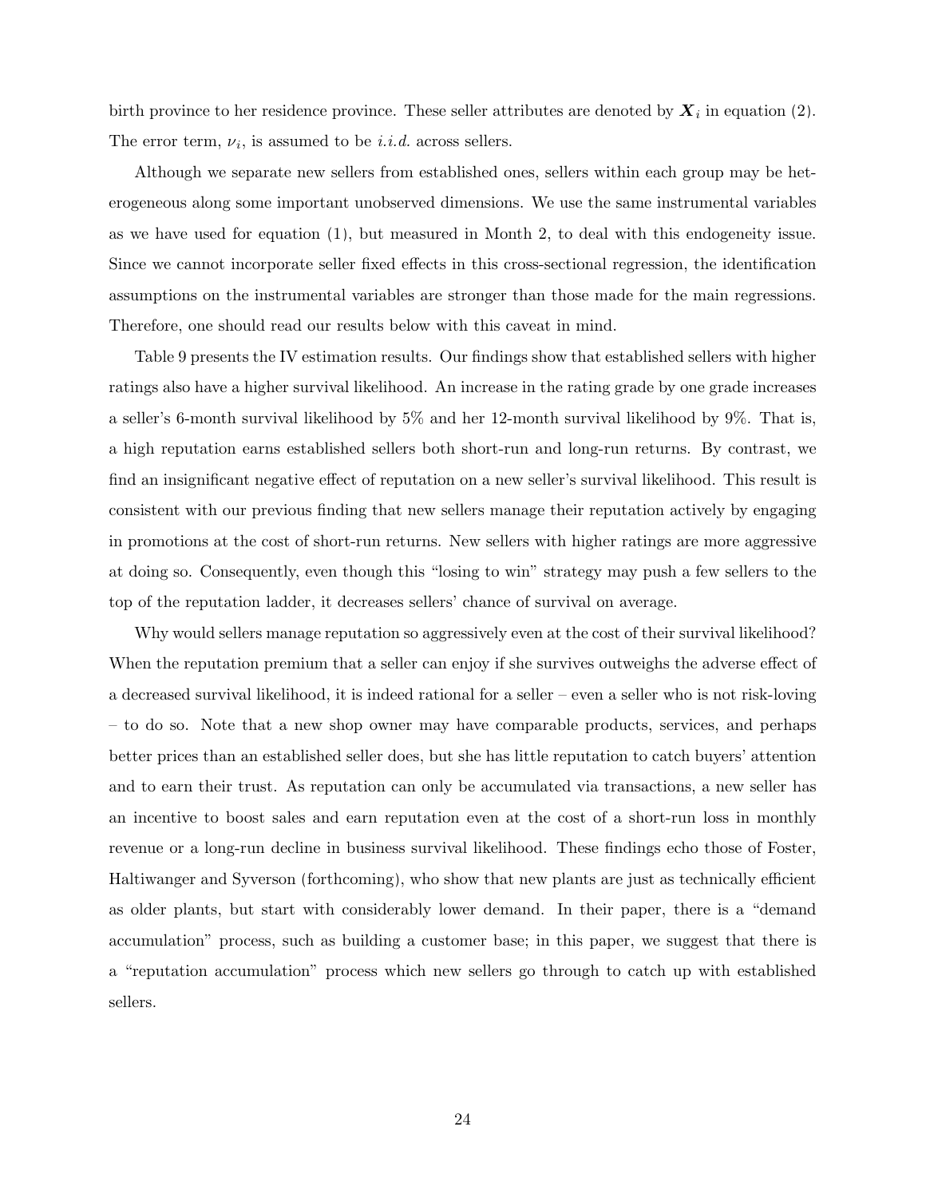birth province to her residence province. These seller attributes are denoted by $\boldsymbol{X}_i$ in equation (2). The error term, $\nu_i$, is assumed to be *i.i.d.* across sellers.

Although we separate new sellers from established ones, sellers within each group may be heterogeneous along some important unobserved dimensions. We use the same instrumental variables as we have used for equation (1), but measured in Month 2, to deal with this endogeneity issue. Since we cannot incorporate seller fixed effects in this cross-sectional regression, the identification assumptions on the instrumental variables are stronger than those made for the main regressions. Therefore, one should read our results below with this caveat in mind.

Table 9 presents the IV estimation results. Our findings show that established sellers with higher ratings also have a higher survival likelihood. An increase in the rating grade by one grade increases a seller's 6-month survival likelihood by 5% and her 12-month survival likelihood by 9%. That is, a high reputation earns established sellers both short-run and long-run returns. By contrast, we find an insignificant negative effect of reputation on a new seller's survival likelihood. This result is consistent with our previous finding that new sellers manage their reputation actively by engaging in promotions at the cost of short-run returns. New sellers with higher ratings are more aggressive at doing so. Consequently, even though this "losing to win" strategy may push a few sellers to the top of the reputation ladder, it decreases sellers' chance of survival on average.

Why would sellers manage reputation so aggressively even at the cost of their survival likelihood? When the reputation premium that a seller can enjoy if she survives outweighs the adverse effect of a decreased survival likelihood, it is indeed rational for a seller – even a seller who is not risk-loving – to do so. Note that a new shop owner may have comparable products, services, and perhaps better prices than an established seller does, but she has little reputation to catch buyers' attention and to earn their trust. As reputation can only be accumulated via transactions, a new seller has an incentive to boost sales and earn reputation even at the cost of a short-run loss in monthly revenue or a long-run decline in business survival likelihood. These findings echo those of Foster, Haltiwanger and Syverson (forthcoming), who show that new plants are just as technically efficient as older plants, but start with considerably lower demand. In their paper, there is a "demand accumulation" process, such as building a customer base; in this paper, we suggest that there is a "reputation accumulation" process which new sellers go through to catch up with established sellers.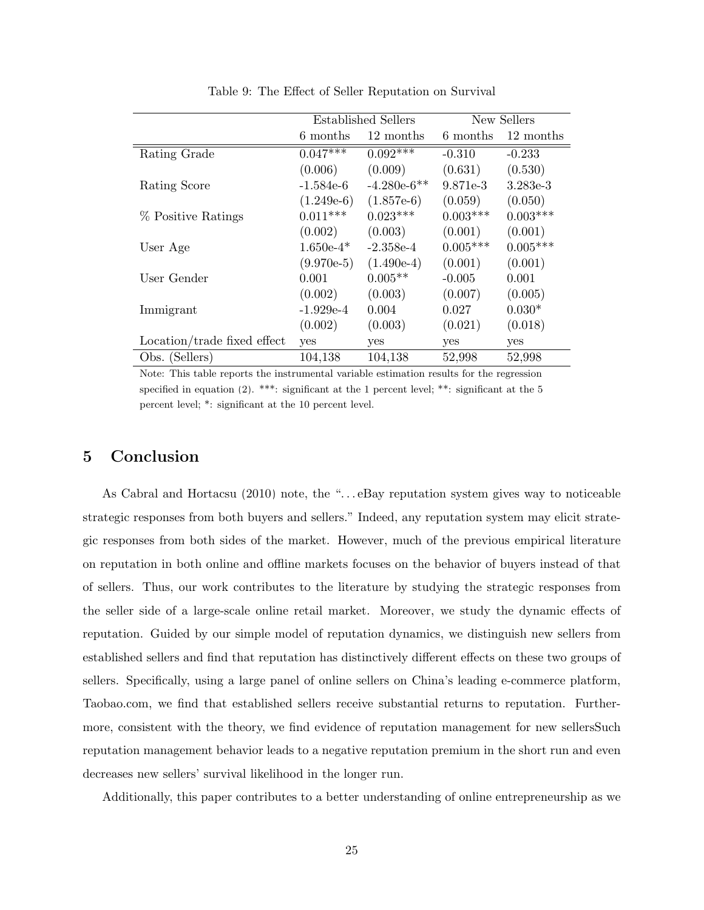Table 9: The Effect of Seller Reputation on Survival

| | Established Sellers | | New Sellers | |
|---|---|---|---|---|
| | 6 months | 12 months | 6 months | 12 months |
| Rating Grade | 0.047*** | 0.092*** | -0.310 | -0.233 |
| | (0.006) | (0.009) | (0.631) | (0.530) |
| Rating Score | -1.584e-6 | -4.280e-6** | 9.871e-3 | 3.283e-3 |
| | (1.249e-6) | (1.857e-6) | (0.059) | (0.050) |
| % Positive Ratings | 0.011*** | 0.023*** | 0.003*** | 0.003*** |
| | (0.002) | (0.003) | (0.001) | (0.001) |
| User Age | 1.650e-4* | -2.358e-4 | 0.005*** | 0.005*** |
| | (9.970e-5) | (1.490e-4) | (0.001) | (0.001) |
| User Gender | 0.001 | 0.005** | -0.005 | 0.001 |
| | (0.002) | (0.003) | (0.007) | (0.005) |
| Immigrant | -1.929e-4 | 0.004 | 0.027 | 0.030* |
| | (0.002) | (0.003) | (0.021) | (0.018) |
| Location/trade fixed effect | yes | yes | yes | yes |
| Obs. (Sellers) | 104,138 | 104,138 | 52,998 | 52,998 |

Note: This table reports the instrumental variable estimation results for the regression specified in equation (2). ***: significant at the 1 percent level; **: significant at the 5 percent level; *: significant at the 10 percent level.

## 5 Conclusion

As Cabral and Hortacsu (2010) note, the "...eBay reputation system gives way to noticeable strategic responses from both buyers and sellers." Indeed, any reputation system may elicit strategic responses from both sides of the market. However, much of the previous empirical literature on reputation in both online and offline markets focuses on the behavior of buyers instead of that of sellers. Thus, our work contributes to the literature by studying the strategic responses from the seller side of a large-scale online retail market. Moreover, we study the dynamic effects of reputation. Guided by our simple model of reputation dynamics, we distinguish new sellers from established sellers and find that reputation has distinctively different effects on these two groups of sellers. Specifically, using a large panel of online sellers on China's leading e-commerce platform, Taobao.com, we find that established sellers receive substantial returns to reputation. Furthermore, consistent with the theory, we find evidence of reputation management for new sellersSuch reputation management behavior leads to a negative reputation premium in the short run and even decreases new sellers' survival likelihood in the longer run.

Additionally, this paper contributes to a better understanding of online entrepreneurship as we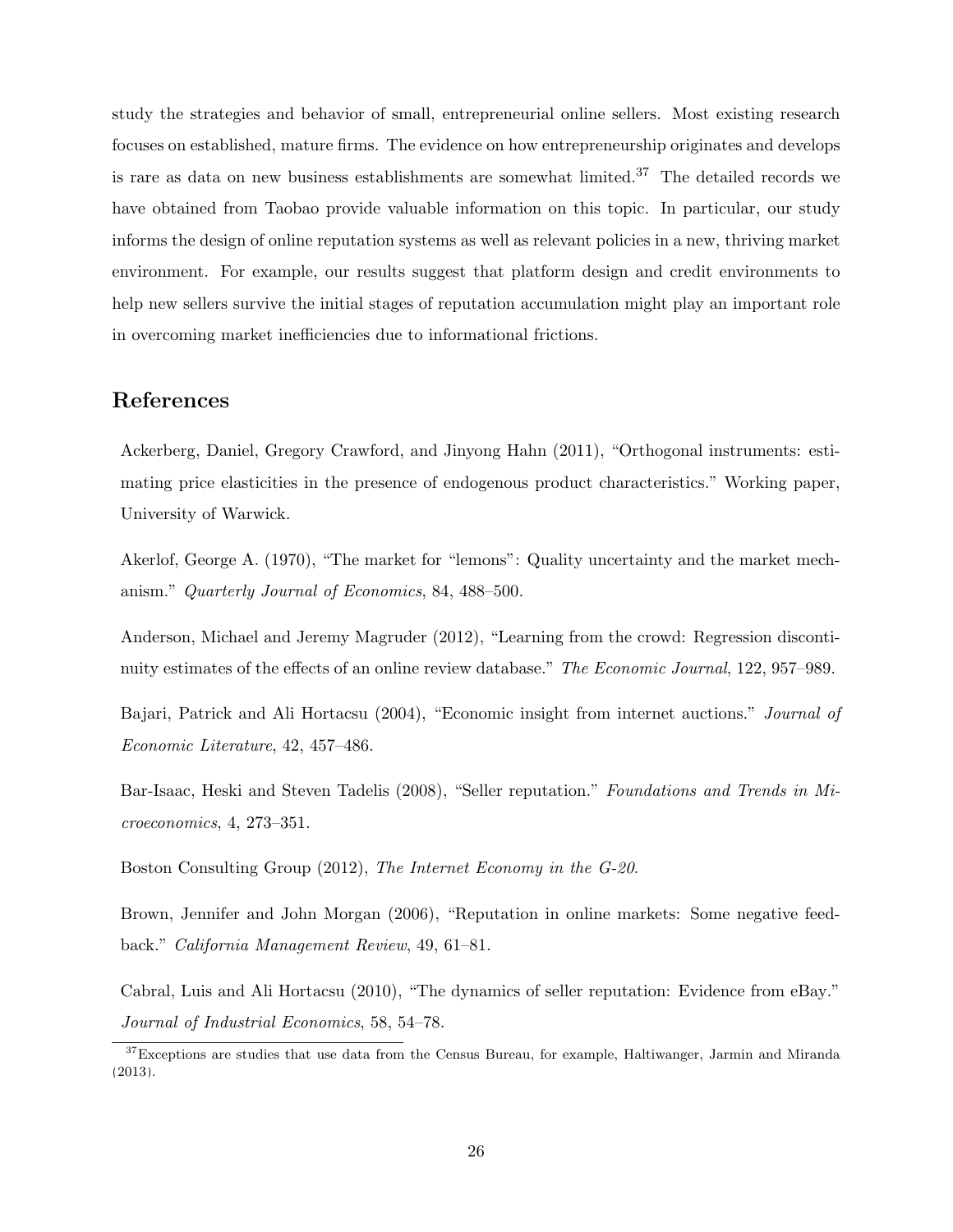study the strategies and behavior of small, entrepreneurial online sellers. Most existing research focuses on established, mature firms. The evidence on how entrepreneurship originates and develops is rare as data on new business establishments are somewhat limited.[37] The detailed records we have obtained from Taobao provide valuable information on this topic. In particular, our study informs the design of online reputation systems as well as relevant policies in a new, thriving market environment. For example, our results suggest that platform design and credit environments to help new sellers survive the initial stages of reputation accumulation might play an important role in overcoming market inefficiencies due to informational frictions.

## References

Ackerberg, Daniel, Gregory Crawford, and Jinyong Hahn (2011), "Orthogonal instruments: estimating price elasticities in the presence of endogenous product characteristics." Working paper, University of Warwick.

Akerlof, George A. (1970), "The market for "lemons": Quality uncertainty and the market mechanism." *Quarterly Journal of Economics*, 84, 488–500.

Anderson, Michael and Jeremy Magruder (2012), "Learning from the crowd: Regression discontinuity estimates of the effects of an online review database." *The Economic Journal*, 122, 957–989.

Bajari, Patrick and Ali Hortacsu (2004), "Economic insight from internet auctions." *Journal of Economic Literature*, 42, 457–486.

Bar-Isaac, Heski and Steven Tadelis (2008), "Seller reputation." *Foundations and Trends in Microeconomics*, 4, 273–351.

Boston Consulting Group (2012), *The Internet Economy in the G-20*.

Brown, Jennifer and John Morgan (2006), "Reputation in online markets: Some negative feedback." *California Management Review*, 49, 61–81.

Cabral, Luis and Ali Hortacsu (2010), "The dynamics of seller reputation: Evidence from eBay." *Journal of Industrial Economics*, 58, 54–78.

[37] Exceptions are studies that use data from the Census Bureau, for example, Haltiwanger, Jarmin and Miranda (2013).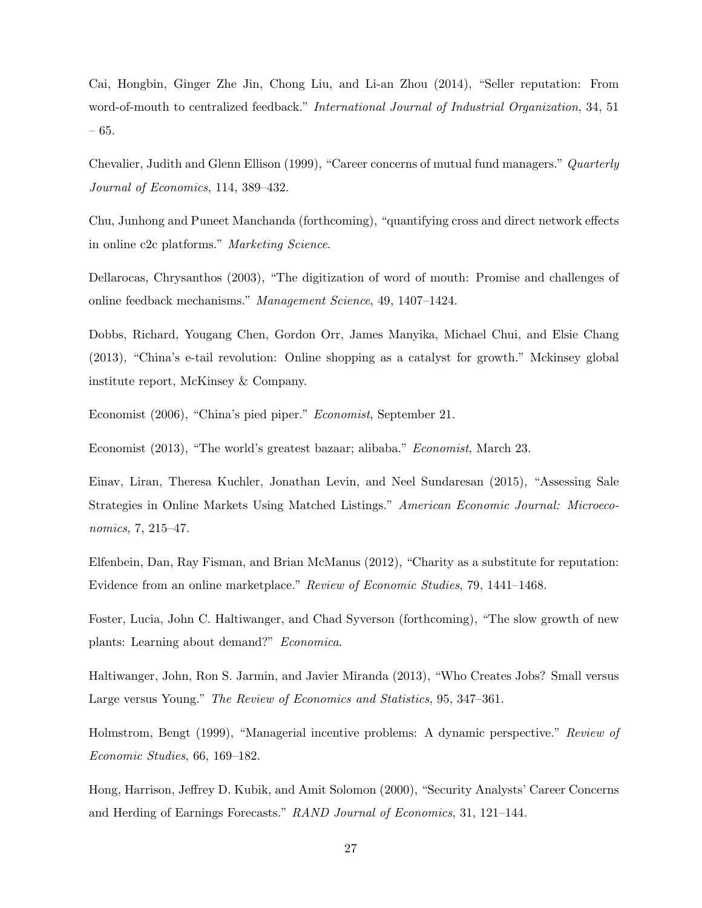Cai, Hongbin, Ginger Zhe Jin, Chong Liu, and Li-an Zhou (2014), "Seller reputation: From word-of-mouth to centralized feedback." *International Journal of Industrial Organization*, 34, 51 – 65.

Chevalier, Judith and Glenn Ellison (1999), "Career concerns of mutual fund managers." *Quarterly Journal of Economics*, 114, 389–432.

Chu, Junhong and Puneet Manchanda (forthcoming), "quantifying cross and direct network effects in online c2c platforms." *Marketing Science*.

Dellarocas, Chrysanthos (2003), "The digitization of word of mouth: Promise and challenges of online feedback mechanisms." *Management Science*, 49, 1407–1424.

Dobbs, Richard, Yougang Chen, Gordon Orr, James Manyika, Michael Chui, and Elsie Chang (2013), "China's e-tail revolution: Online shopping as a catalyst for growth." Mckinsey global institute report, McKinsey & Company.

Economist (2006), "China's pied piper." *Economist*, September 21.

Economist (2013), "The world's greatest bazaar; alibaba." *Economist*, March 23.

Einav, Liran, Theresa Kuchler, Jonathan Levin, and Neel Sundaresan (2015), "Assessing Sale Strategies in Online Markets Using Matched Listings." *American Economic Journal: Microeconomics*, 7, 215–47.

Elfenbein, Dan, Ray Fisman, and Brian McManus (2012), "Charity as a substitute for reputation: Evidence from an online marketplace." *Review of Economic Studies*, 79, 1441–1468.

Foster, Lucia, John C. Haltiwanger, and Chad Syverson (forthcoming), "The slow growth of new plants: Learning about demand?" *Economica*.

Haltiwanger, John, Ron S. Jarmin, and Javier Miranda (2013), "Who Creates Jobs? Small versus Large versus Young." *The Review of Economics and Statistics*, 95, 347–361.

Holmstrom, Bengt (1999), "Managerial incentive problems: A dynamic perspective." *Review of Economic Studies*, 66, 169–182.

Hong, Harrison, Jeffrey D. Kubik, and Amit Solomon (2000), "Security Analysts' Career Concerns and Herding of Earnings Forecasts." *RAND Journal of Economics*, 31, 121–144.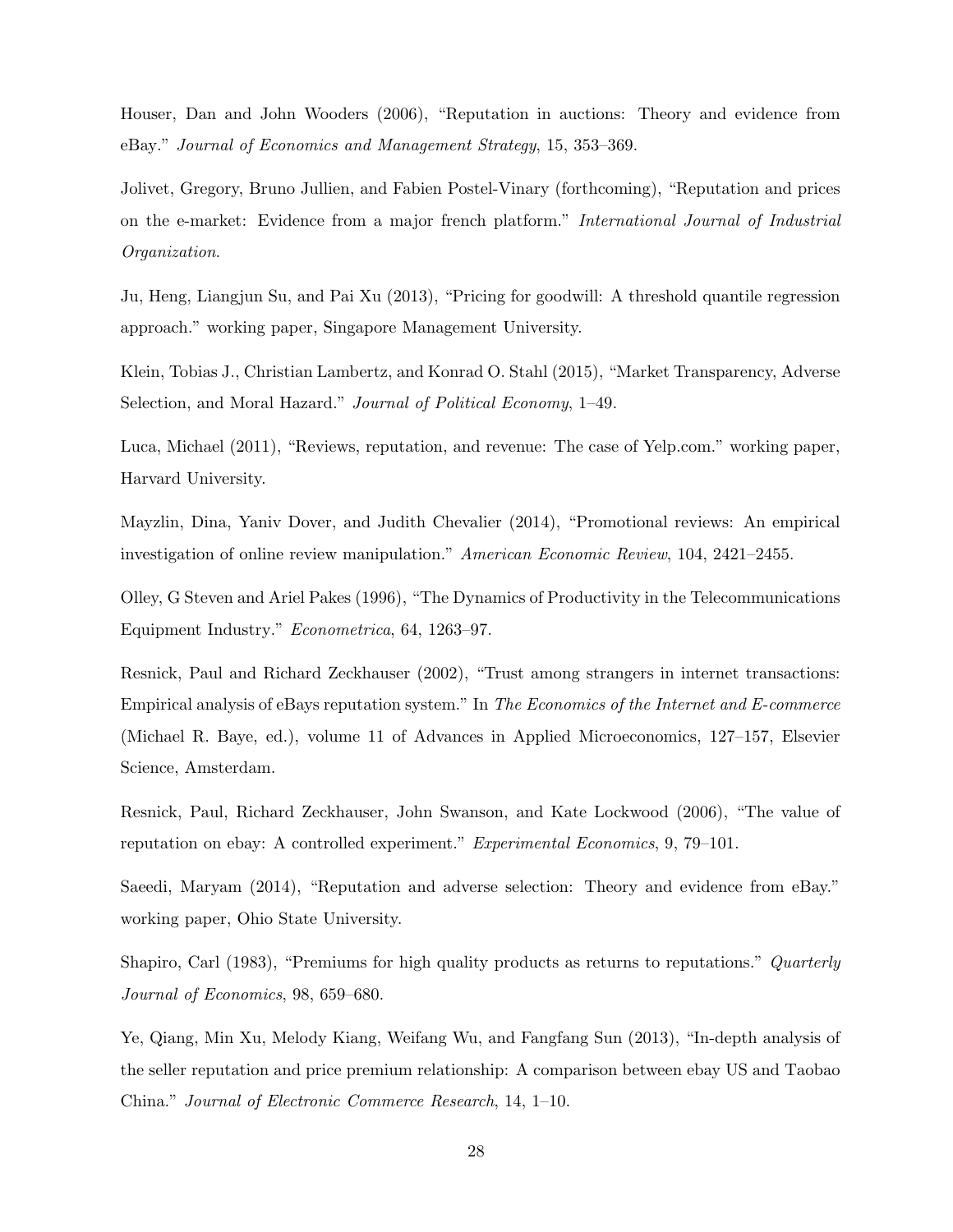Houser, Dan and John Wooders (2006), "Reputation in auctions: Theory and evidence from eBay." *Journal of Economics and Management Strategy*, 15, 353–369.

Jolivet, Gregory, Bruno Jullien, and Fabien Postel-Vinary (forthcoming), "Reputation and prices on the e-market: Evidence from a major french platform." *International Journal of Industrial Organization*.

Ju, Heng, Liangjun Su, and Pai Xu (2013), "Pricing for goodwill: A threshold quantile regression approach." working paper, Singapore Management University.

Klein, Tobias J., Christian Lambertz, and Konrad O. Stahl (2015), "Market Transparency, Adverse Selection, and Moral Hazard." *Journal of Political Economy*, 1–49.

Luca, Michael (2011), "Reviews, reputation, and revenue: The case of Yelp.com." working paper, Harvard University.

Mayzlin, Dina, Yaniv Dover, and Judith Chevalier (2014), "Promotional reviews: An empirical investigation of online review manipulation." *American Economic Review*, 104, 2421–2455.

Olley, G Steven and Ariel Pakes (1996), "The Dynamics of Productivity in the Telecommunications Equipment Industry." *Econometrica*, 64, 1263–97.

Resnick, Paul and Richard Zeckhauser (2002), "Trust among strangers in internet transactions: Empirical analysis of eBays reputation system." In *The Economics of the Internet and E-commerce* (Michael R. Baye, ed.), volume 11 of Advances in Applied Microeconomics, 127–157, Elsevier Science, Amsterdam.

Resnick, Paul, Richard Zeckhauser, John Swanson, and Kate Lockwood (2006), "The value of reputation on ebay: A controlled experiment." *Experimental Economics*, 9, 79–101.

Saeedi, Maryam (2014), "Reputation and adverse selection: Theory and evidence from eBay." working paper, Ohio State University.

Shapiro, Carl (1983), "Premiums for high quality products as returns to reputations." *Quarterly Journal of Economics*, 98, 659–680.

Ye, Qiang, Min Xu, Melody Kiang, Weifang Wu, and Fangfang Sun (2013), "In-depth analysis of the seller reputation and price premium relationship: A comparison between ebay US and Taobao China." *Journal of Electronic Commerce Research*, 14, 1–10.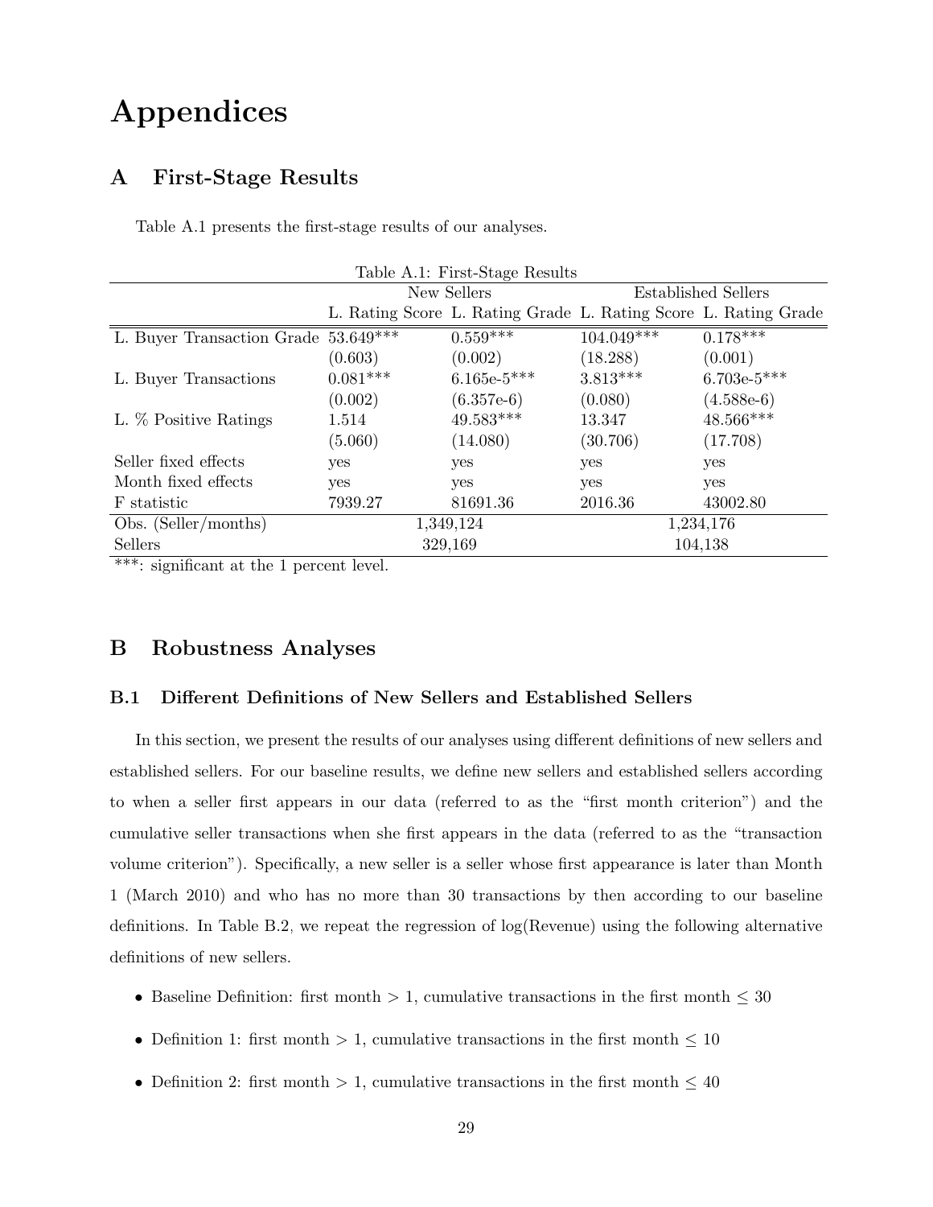# Appendices

## A First-Stage Results

Table A.1 presents the first-stage results of our analyses.

Table A.1: First-Stage Results

| | New Sellers | | Established Sellers | |
|---|---|---|---|---|
| | L. Rating Score | L. Rating Grade | L. Rating Score | L. Rating Grade |
| L. Buyer Transaction Grade | 53.649*** | 0.559*** | 104.049*** | 0.178*** |
| | (0.603) | (0.002) | (18.288) | (0.001) |
| L. Buyer Transactions | 0.081*** | 6.165e-5*** | 3.813*** | 6.703e-5*** |
| | (0.002) | (6.357e-6) | (0.080) | (4.588e-6) |
| L. % Positive Ratings | 1.514 | 49.583*** | 13.347 | 48.566*** |
| | (5.060) | (14.080) | (30.706) | (17.708) |
| Seller fixed effects | yes | yes | yes | yes |
| Month fixed effects | yes | yes | yes | yes |
| F statistic | 7939.27 | 81691.36 | 2016.36 | 43002.80 |
| Obs. (Seller/months) | 1,349,124 | | 1,234,176 | |
| Sellers | 329,169 | | 104,138 | |

***: significant at the 1 percent level.

## B Robustness Analyses

### B.1 Different Definitions of New Sellers and Established Sellers

In this section, we present the results of our analyses using different definitions of new sellers and established sellers. For our baseline results, we define new sellers and established sellers according to when a seller first appears in our data (referred to as the "first month criterion") and the cumulative seller transactions when she first appears in the data (referred to as the "transaction volume criterion"). Specifically, a new seller is a seller whose first appearance is later than Month 1 (March 2010) and who has no more than 30 transactions by then according to our baseline definitions. In Table B.2, we repeat the regression of log(Revenue) using the following alternative definitions of new sellers.

- Baseline Definition: first month $> 1$, cumulative transactions in the first month $\leq 30$
- Definition 1: first month $> 1$, cumulative transactions in the first month $\leq 10$
- Definition 2: first month $> 1$, cumulative transactions in the first month $\leq 40$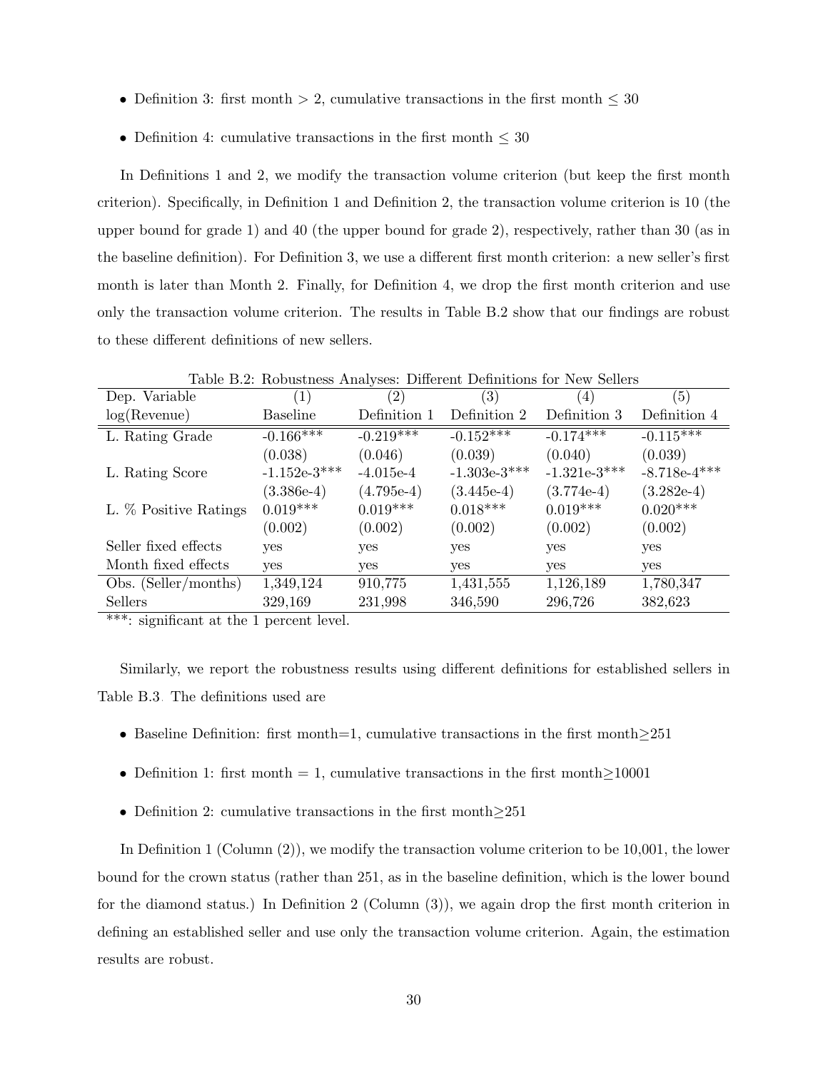- Definition 3: first month $> 2$, cumulative transactions in the first month $\leq 30$
- Definition 4: cumulative transactions in the first month $\leq 30$

In Definitions 1 and 2, we modify the transaction volume criterion (but keep the first month criterion). Specifically, in Definition 1 and Definition 2, the transaction volume criterion is 10 (the upper bound for grade 1) and 40 (the upper bound for grade 2), respectively, rather than 30 (as in the baseline definition). For Definition 3, we use a different first month criterion: a new seller's first month is later than Month 2. Finally, for Definition 4, we drop the first month criterion and use only the transaction volume criterion. The results in Table B.2 show that our findings are robust to these different definitions of new sellers.

Table B.2: Robustness Analyses: Different Definitions for New Sellers

| Dep. Variable | (1) | (2) | (3) | (4) | (5) |
|---|---|---|---|---|---|
| log(Revenue) | Baseline | Definition 1 | Definition 2 | Definition 3 | Definition 4 |
| L. Rating Grade | -0.166*** | -0.219*** | -0.152*** | -0.174*** | -0.115*** |
| | (0.038) | (0.046) | (0.039) | (0.040) | (0.039) |
| L. Rating Score | -1.152e-3*** | -4.015e-4 | -1.303e-3*** | -1.321e-3*** | -8.718e-4*** |
| | (3.386e-4) | (4.795e-4) | (3.445e-4) | (3.774e-4) | (3.282e-4) |
| L. % Positive Ratings | 0.019*** | 0.019*** | 0.018*** | 0.019*** | 0.020*** |
| | (0.002) | (0.002) | (0.002) | (0.002) | (0.002) |
| Seller fixed effects | yes | yes | yes | yes | yes |
| Month fixed effects | yes | yes | yes | yes | yes |
| Obs. (Seller/months) | 1,349,124 | 910,775 | 1,431,555 | 1,126,189 | 1,780,347 |
| Sellers | 329,169 | 231,998 | 346,590 | 296,726 | 382,623 |

***: significant at the 1 percent level.

Similarly, we report the robustness results using different definitions for established sellers in Table B.3. The definitions used are

- Baseline Definition: first month=1, cumulative transactions in the first month$\geq$251
- Definition 1: first month = 1, cumulative transactions in the first month$\geq$10001
- Definition 2: cumulative transactions in the first month$\geq$251

In Definition 1 (Column (2)), we modify the transaction volume criterion to be 10,001, the lower bound for the crown status (rather than 251, as in the baseline definition, which is the lower bound for the diamond status.) In Definition 2 (Column (3)), we again drop the first month criterion in defining an established seller and use only the transaction volume criterion. Again, the estimation results are robust.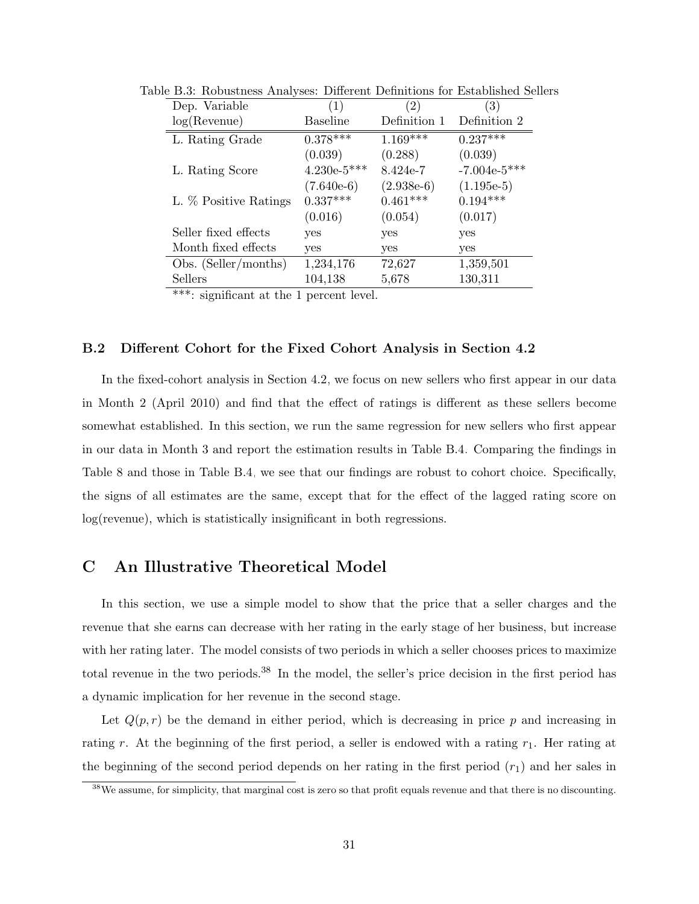Table B.3: Robustness Analyses: Different Definitions for Established Sellers

| Dep. Variable log(Revenue) | (1) Baseline | (2) Definition 1 | (3) Definition 2 |
|---|---|---|---|
| L. Rating Grade | 0.378*** | 1.169*** | 0.237*** |
| | (0.039) | (0.288) | (0.039) |
| L. Rating Score | 4.230e-5*** | 8.424e-7 | -7.004e-5*** |
| | (7.640e-6) | (2.938e-6) | (1.195e-5) |
| L. % Positive Ratings | 0.337*** | 0.461*** | 0.194*** |
| | (0.016) | (0.054) | (0.017) |
| Seller fixed effects | yes | yes | yes |
| Month fixed effects | yes | yes | yes |
| Obs. (Seller/months) | 1,234,176 | 72,627 | 1,359,501 |
| Sellers | 104,138 | 5,678 | 130,311 |

***: significant at the 1 percent level.

### B.2 Different Cohort for the Fixed Cohort Analysis in Section 4.2

In the fixed-cohort analysis in Section 4.2, we focus on new sellers who first appear in our data in Month 2 (April 2010) and find that the effect of ratings is different as these sellers become somewhat established. In this section, we run the same regression for new sellers who first appear in our data in Month 3 and report the estimation results in Table B.4. Comparing the findings in Table 8 and those in Table B.4, we see that our findings are robust to cohort choice. Specifically, the signs of all estimates are the same, except that for the effect of the lagged rating score on log(revenue), which is statistically insignificant in both regressions.

## C An Illustrative Theoretical Model

In this section, we use a simple model to show that the price that a seller charges and the revenue that she earns can decrease with her rating in the early stage of her business, but increase with her rating later. The model consists of two periods in which a seller chooses prices to maximize total revenue in the two periods.[38] In the model, the seller's price decision in the first period has a dynamic implication for her revenue in the second stage.

Let $Q(p, r)$ be the demand in either period, which is decreasing in price $p$ and increasing in rating $r$. At the beginning of the first period, a seller is endowed with a rating $r_1$. Her rating at the beginning of the second period depends on her rating in the first period ($r_1$) and her sales in

[38] We assume, for simplicity, that marginal cost is zero so that profit equals revenue and that there is no discounting.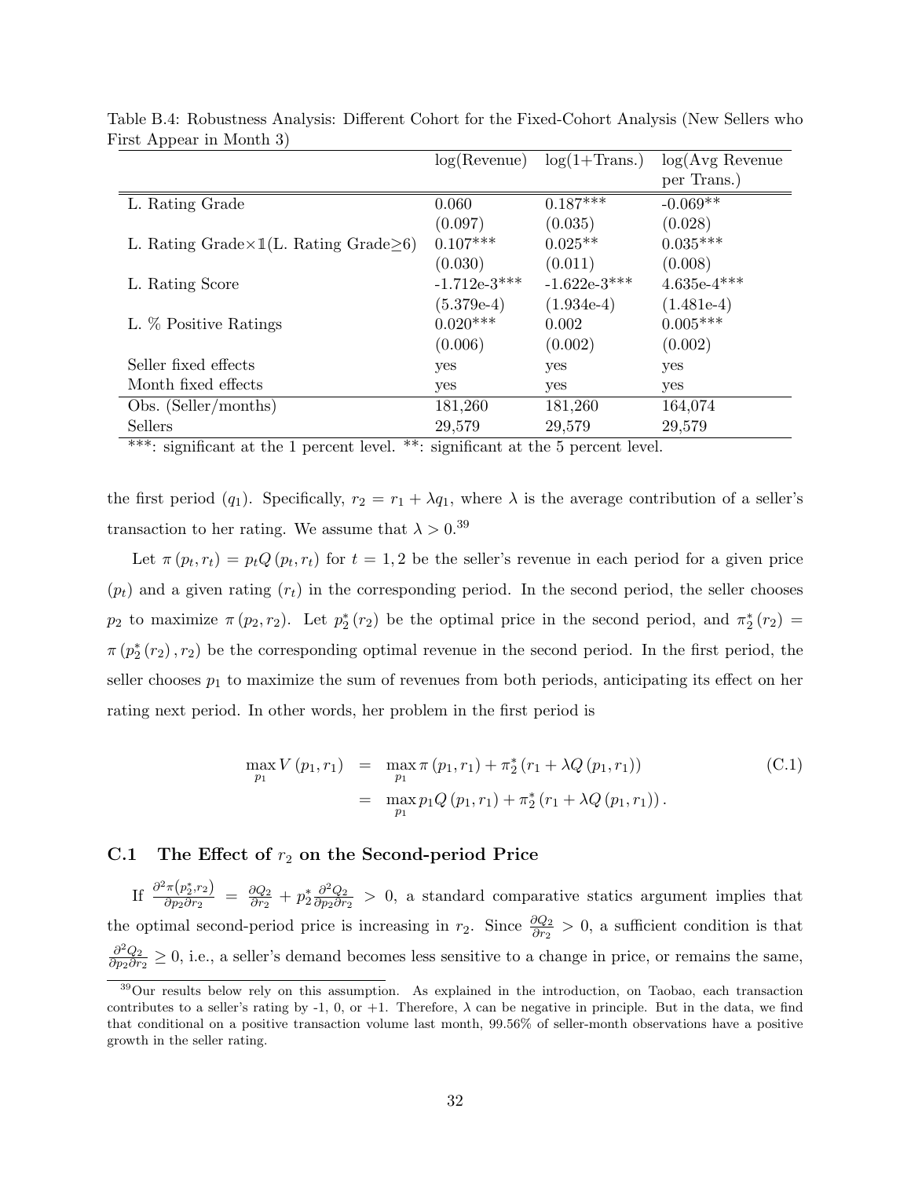Table B.4: Robustness Analysis: Different Cohort for the Fixed-Cohort Analysis (New Sellers who First Appear in Month 3)

| | log(Revenue) | log(1+Trans.) | log(Avg Revenue per Trans.) |
|---|---|---|---|
| L. Rating Grade | 0.060 | 0.187*** | -0.069** |
| | (0.097) | (0.035) | (0.028) |
| L. Rating Grade×$\mathbb{1}$(L. Rating Grade≥6) | 0.107*** | 0.025** | 0.035*** |
| | (0.030) | (0.011) | (0.008) |
| L. Rating Score | -1.712e-3*** | -1.622e-3*** | 4.635e-4*** |
| | (5.379e-4) | (1.934e-4) | (1.481e-4) |
| L. % Positive Ratings | 0.020*** | 0.002 | 0.005*** |
| | (0.006) | (0.002) | (0.002) |
| Seller fixed effects | yes | yes | yes |
| Month fixed effects | yes | yes | yes |
| Obs. (Seller/months) | 181,260 | 181,260 | 164,074 |
| Sellers | 29,579 | 29,579 | 29,579 |

***: significant at the 1 percent level. **: significant at the 5 percent level.

the first period ($q_1$). Specifically, $r_2 = r_1 + \lambda q_1$, where $\lambda$ is the average contribution of a seller's transaction to her rating. We assume that $\lambda > 0$.[39]

Let $\pi(p_t, r_t) = p_t Q(p_t, r_t)$ for $t = 1, 2$ be the seller's revenue in each period for a given price ($p_t$) and a given rating ($r_t$) in the corresponding period. In the second period, the seller chooses $p_2$ to maximize $\pi(p_2, r_2)$. Let $p_2^*(r_2)$ be the optimal price in the second period, and $\pi_2^*(r_2) = \pi(p_2^*(r_2), r_2)$ be the corresponding optimal revenue in the second period. In the first period, the seller chooses $p_1$ to maximize the sum of revenues from both periods, anticipating its effect on her rating next period. In other words, her problem in the first period is

$$\begin{aligned} \max_{p_1} V(p_1, r_1) &= \max_{p_1} \pi(p_1, r_1) + \pi_2^*(r_1 + \lambda Q(p_1, r_1)) \\ &= \max_{p_1} p_1 Q(p_1, r_1) + \pi_2^*(r_1 + \lambda Q(p_1, r_1)). \end{aligned} \tag{C.1}$$

### C.1 The Effect of $r_2$ on the Second-period Price

If $\frac{\partial^2 \pi(p_2^*, r_2)}{\partial p_2 \partial r_2} = \frac{\partial Q_2}{\partial r_2} + p_2^* \frac{\partial^2 Q_2}{\partial p_2 \partial r_2} > 0$, a standard comparative statics argument implies that the optimal second-period price is increasing in $r_2$. Since $\frac{\partial Q_2}{\partial r_2} > 0$, a sufficient condition is that $\frac{\partial^2 Q_2}{\partial p_2 \partial r_2} \geq 0$, i.e., a seller's demand becomes less sensitive to a change in price, or remains the same,

[39] Our results below rely on this assumption. As explained in the introduction, on Taobao, each transaction contributes to a seller's rating by -1, 0, or +1. Therefore, $\lambda$ can be negative in principle. But in the data, we find that conditional on a positive transaction volume last month, 99.56% of seller-month observations have a positive growth in the seller rating.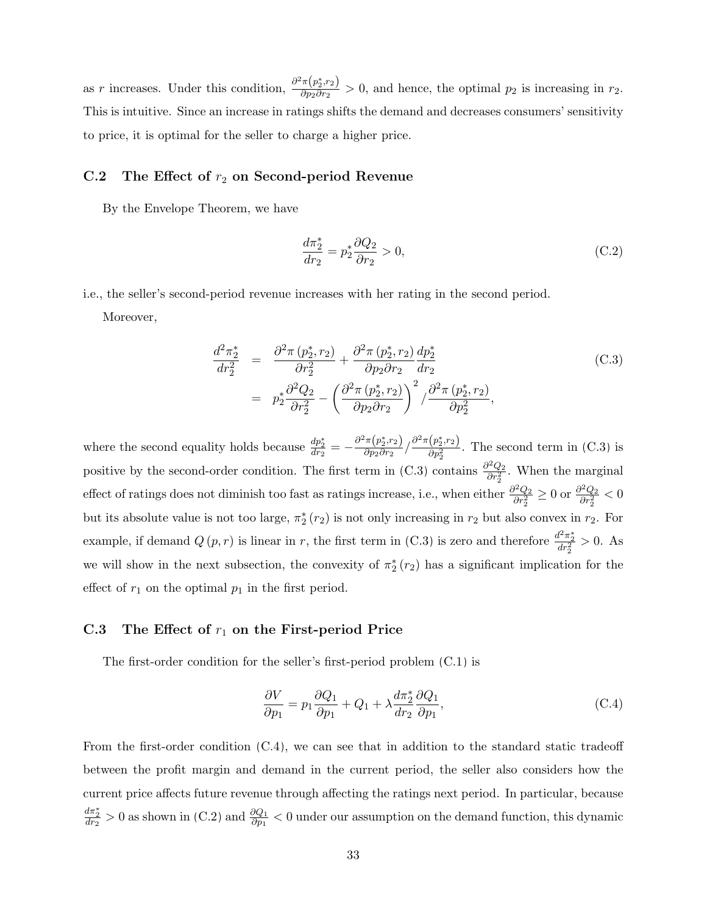as $r$ increases. Under this condition, $\frac{\partial^2 \pi(p_2^*, r_2)}{\partial p_2 \partial r_2} > 0$, and hence, the optimal $p_2$ is increasing in $r_2$. This is intuitive. Since an increase in ratings shifts the demand and decreases consumers' sensitivity to price, it is optimal for the seller to charge a higher price.

### C.2 The Effect of $r_2$ on Second-period Revenue

By the Envelope Theorem, we have

$$\frac{d\pi_2^*}{dr_2} = p_2^* \frac{\partial Q_2}{\partial r_2} > 0, \tag{C.2}$$

i.e., the seller's second-period revenue increases with her rating in the second period.

Moreover,

$$\begin{aligned}
\frac{d^2 \pi_2^*}{dr_2^2} &= \frac{\partial^2 \pi(p_2^*, r_2)}{\partial r_2^2} + \frac{\partial^2 \pi(p_2^*, r_2)}{\partial p_2 \partial r_2} \frac{dp_2^*}{dr_2} \\
&= p_2^* \frac{\partial^2 Q_2}{\partial r_2^2} - \left( \frac{\partial^2 \pi(p_2^*, r_2)}{\partial p_2 \partial r_2} \right)^2 / \frac{\partial^2 \pi(p_2^*, r_2)}{\partial p_2^2},
\end{aligned} \tag{C.3}$$

where the second equality holds because $\frac{dp_2^*}{dr_2} = -\frac{\partial^2 \pi(p_2^*, r_2)}{\partial p_2 \partial r_2} / \frac{\partial^2 \pi(p_2^*, r_2)}{\partial p_2^2}$. The second term in (C.3) is positive by the second-order condition. The first term in (C.3) contains $\frac{\partial^2 Q_2}{\partial r_2^2}$. When the marginal effect of ratings does not diminish too fast as ratings increase, i.e., when either $\frac{\partial^2 Q_2}{\partial r_2^2} \geq 0$ or $\frac{\partial^2 Q_2}{\partial r_2^2} < 0$ but its absolute value is not too large, $\pi_2^*(r_2)$ is not only increasing in $r_2$ but also convex in $r_2$. For example, if demand $Q(p, r)$ is linear in $r$, the first term in (C.3) is zero and therefore $\frac{d^2 \pi_2^*}{dr_2^2} > 0$. As we will show in the next subsection, the convexity of $\pi_2^*(r_2)$ has a significant implication for the effect of $r_1$ on the optimal $p_1$ in the first period.

### C.3 The Effect of $r_1$ on the First-period Price

The first-order condition for the seller's first-period problem (C.1) is

$$\frac{\partial V}{\partial p_1} = p_1 \frac{\partial Q_1}{\partial p_1} + Q_1 + \lambda \frac{d\pi_2^*}{dr_2} \frac{\partial Q_1}{\partial p_1}, \tag{C.4}$$

From the first-order condition (C.4), we can see that in addition to the standard static tradeoff between the profit margin and demand in the current period, the seller also considers how the current price affects future revenue through affecting the ratings next period. In particular, because $\frac{d\pi_2^*}{dr_2} > 0$ as shown in (C.2) and $\frac{\partial Q_1}{\partial p_1} < 0$ under our assumption on the demand function, this dynamic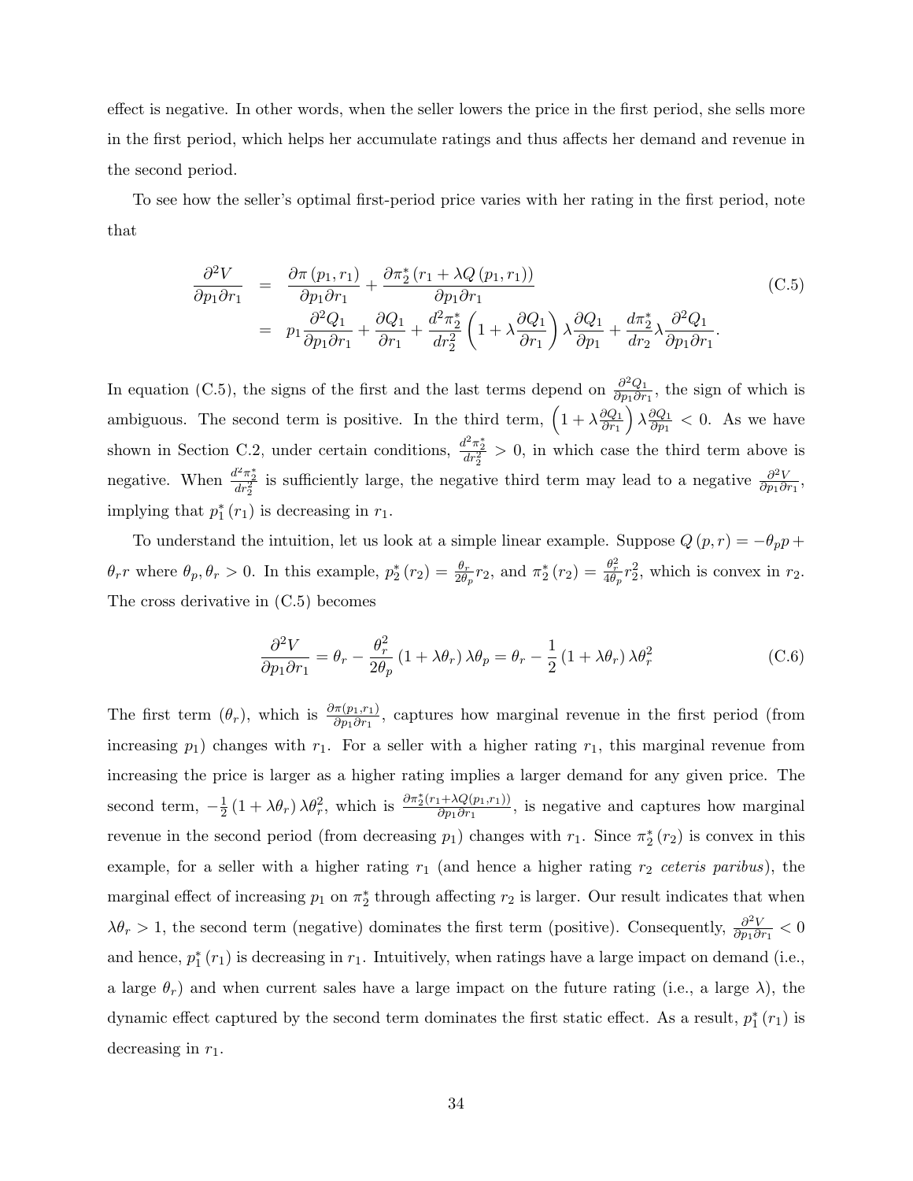effect is negative. In other words, when the seller lowers the price in the first period, she sells more in the first period, which helps her accumulate ratings and thus affects her demand and revenue in the second period.

To see how the seller's optimal first-period price varies with her rating in the first period, note that

$$
\begin{aligned}
\frac{\partial^2 V}{\partial p_1 \partial r_1} &= \frac{\partial \pi(p_1, r_1)}{\partial p_1 \partial r_1} + \frac{\partial \pi_2^*(r_1 + \lambda Q(p_1, r_1))}{\partial p_1 \partial r_1} \\
&= p_1 \frac{\partial^2 Q_1}{\partial p_1 \partial r_1} + \frac{\partial Q_1}{\partial r_1} + \frac{d^2 \pi_2^*}{d r_2^2}\left(1 + \lambda \frac{\partial Q_1}{\partial r_1}\right) \lambda \frac{\partial Q_1}{\partial p_1} + \frac{d \pi_2^*}{d r_2} \lambda \frac{\partial^2 Q_1}{\partial p_1 \partial r_1}.
\end{aligned}
\tag{C.5}
$$

In equation (C.5), the signs of the first and the last terms depend on $\frac{\partial^2 Q_1}{\partial p_1 \partial r_1}$, the sign of which is ambiguous. The second term is positive. In the third term, $\left(1 + \lambda \frac{\partial Q_1}{\partial r_1}\right) \lambda \frac{\partial Q_1}{\partial p_1} < 0$. As we have shown in Section C.2, under certain conditions, $\frac{d^2 \pi_2^*}{d r_2^2} > 0$, in which case the third term above is negative. When $\frac{d^2 \pi_2^*}{d r_2^2}$ is sufficiently large, the negative third term may lead to a negative $\frac{\partial^2 V}{\partial p_1 \partial r_1}$, implying that $p_1^*(r_1)$ is decreasing in $r_1$.

To understand the intuition, let us look at a simple linear example. Suppose $Q(p, r) = -\theta_p p + \theta_r r$ where $\theta_p, \theta_r > 0$. In this example, $p_2^*(r_2) = \frac{\theta_r}{2\theta_p} r_2$, and $\pi_2^*(r_2) = \frac{\theta_r^2}{4\theta_p} r_2^2$, which is convex in $r_2$. The cross derivative in (C.5) becomes

$$
\frac{\partial^2 V}{\partial p_1 \partial r_1} = \theta_r - \frac{\theta_r^2}{2\theta_p}(1 + \lambda \theta_r) \lambda \theta_p = \theta_r - \frac{1}{2}(1 + \lambda \theta_r) \lambda \theta_r^2 \tag{C.6}
$$

The first term ($\theta_r$), which is $\frac{\partial \pi(p_1, r_1)}{\partial p_1 \partial r_1}$, captures how marginal revenue in the first period (from increasing $p_1$) changes with $r_1$. For a seller with a higher rating $r_1$, this marginal revenue from increasing the price is larger as a higher rating implies a larger demand for any given price. The second term, $-\frac{1}{2}(1 + \lambda \theta_r) \lambda \theta_r^2$, which is $\frac{\partial \pi_2^*(r_1 + \lambda Q(p_1, r_1))}{\partial p_1 \partial r_1}$, is negative and captures how marginal revenue in the second period (from decreasing $p_1$) changes with $r_1$. Since $\pi_2^*(r_2)$ is convex in this example, for a seller with a higher rating $r_1$ (and hence a higher rating $r_2$ *ceteris paribus*), the marginal effect of increasing $p_1$ on $\pi_2^*$ through affecting $r_2$ is larger. Our result indicates that when $\lambda \theta_r > 1$, the second term (negative) dominates the first term (positive). Consequently, $\frac{\partial^2 V}{\partial p_1 \partial r_1} < 0$ and hence, $p_1^*(r_1)$ is decreasing in $r_1$. Intuitively, when ratings have a large impact on demand (i.e., a large $\theta_r$) and when current sales have a large impact on the future rating (i.e., a large $\lambda$), the dynamic effect captured by the second term dominates the first static effect. As a result, $p_1^*(r_1)$ is decreasing in $r_1$.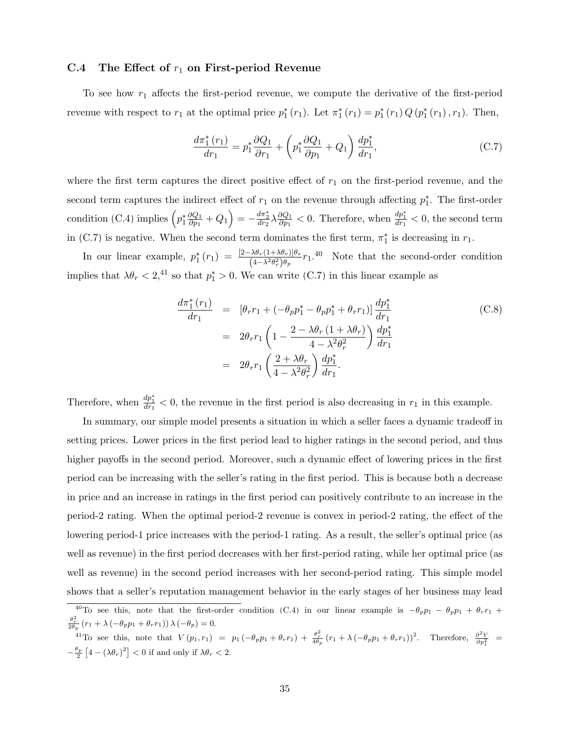### C.4 The Effect of $r_1$ on First-period Revenue

To see how $r_1$ affects the first-period revenue, we compute the derivative of the first-period revenue with respect to $r_1$ at the optimal price $p_1^*(r_1)$. Let $\pi_1^*(r_1) = p_1^*(r_1) Q(p_1^*(r_1), r_1)$. Then,

$$\frac{d\pi_1^*(r_1)}{dr_1} = p_1^* \frac{\partial Q_1}{\partial r_1} + \left( p_1^* \frac{\partial Q_1}{\partial p_1} + Q_1 \right) \frac{dp_1^*}{dr_1}, \tag{C.7}$$

where the first term captures the direct positive effect of $r_1$ on the first-period revenue, and the second term captures the indirect effect of $r_1$ on the revenue through affecting $p_1^*$. The first-order condition (C.4) implies $\left( p_1^* \frac{\partial Q_1}{\partial p_1} + Q_1 \right) = -\frac{d\pi_2^*}{dr_2} \lambda \frac{\partial Q_1}{\partial p_1} < 0$. Therefore, when $\frac{dp_1^*}{dr_1} < 0$, the second term in (C.7) is negative. When the second term dominates the first term, $\pi_1^*$ is decreasing in $r_1$.

In our linear example, $p_1^*(r_1) = \frac{[2-\lambda\theta_r(1+\lambda\theta_r)]\theta_r}{(4-\lambda^2\theta_r^2)\theta_p} r_1$.[40] Note that the second-order condition implies that $\lambda\theta_r < 2$,[41] so that $p_1^* > 0$. We can write (C.7) in this linear example as

$$\begin{aligned} \frac{d\pi_1^*(r_1)}{dr_1} &= [\theta_r r_1 + (-\theta_p p_1^* - \theta_p p_1^* + \theta_r r_1)] \frac{dp_1^*}{dr_1} \\ &= 2\theta_r r_1 \left( 1 - \frac{2 - \lambda\theta_r(1+\lambda\theta_r)}{4 - \lambda^2\theta_r^2} \right) \frac{dp_1^*}{dr_1} \\ &= 2\theta_r r_1 \left( \frac{2 + \lambda\theta_r}{4 - \lambda^2\theta_r^2} \right) \frac{dp_1^*}{dr_1}. \end{aligned} \tag{C.8}$$

Therefore, when $\frac{dp_1^*}{dr_1} < 0$, the revenue in the first period is also decreasing in $r_1$ in this example.

In summary, our simple model presents a situation in which a seller faces a dynamic tradeoff in setting prices. Lower prices in the first period lead to higher ratings in the second period, and thus higher payoffs in the second period. Moreover, such a dynamic effect of lowering prices in the first period can be increasing with the seller's rating in the first period. This is because both a decrease in price and an increase in ratings in the first period can positively contribute to an increase in the period-2 rating. When the optimal period-2 revenue is convex in period-2 rating, the effect of the lowering period-1 price increases with the period-1 rating. As a result, the seller's optimal price (as well as revenue) in the first period decreases with her first-period rating, while her optimal price (as well as revenue) in the second period increases with her second-period rating. This simple model shows that a seller's reputation management behavior in the early stages of her business may lead

---

[40] To see this, note that the first-order condition (C.4) in our linear example is $-\theta_p p_1 - \theta_p p_1 + \theta_r r_1 + \frac{\theta_r^2}{2\theta_p}(r_1 + \lambda(-\theta_p p_1 + \theta_r r_1))\lambda(-\theta_p) = 0$.

[41] To see this, note that $V(p_1, r_1) = p_1(-\theta_p p_1 + \theta_r r_1) + \frac{\theta_r^2}{4\theta_p}(r_1 + \lambda(-\theta_p p_1 + \theta_r r_1))^2$. Therefore, $\frac{\partial^2 V}{\partial p_1^2} = -\frac{\theta_p}{2}\left[4 - (\lambda\theta_r)^2\right] < 0$ if and only if $\lambda\theta_r < 2$.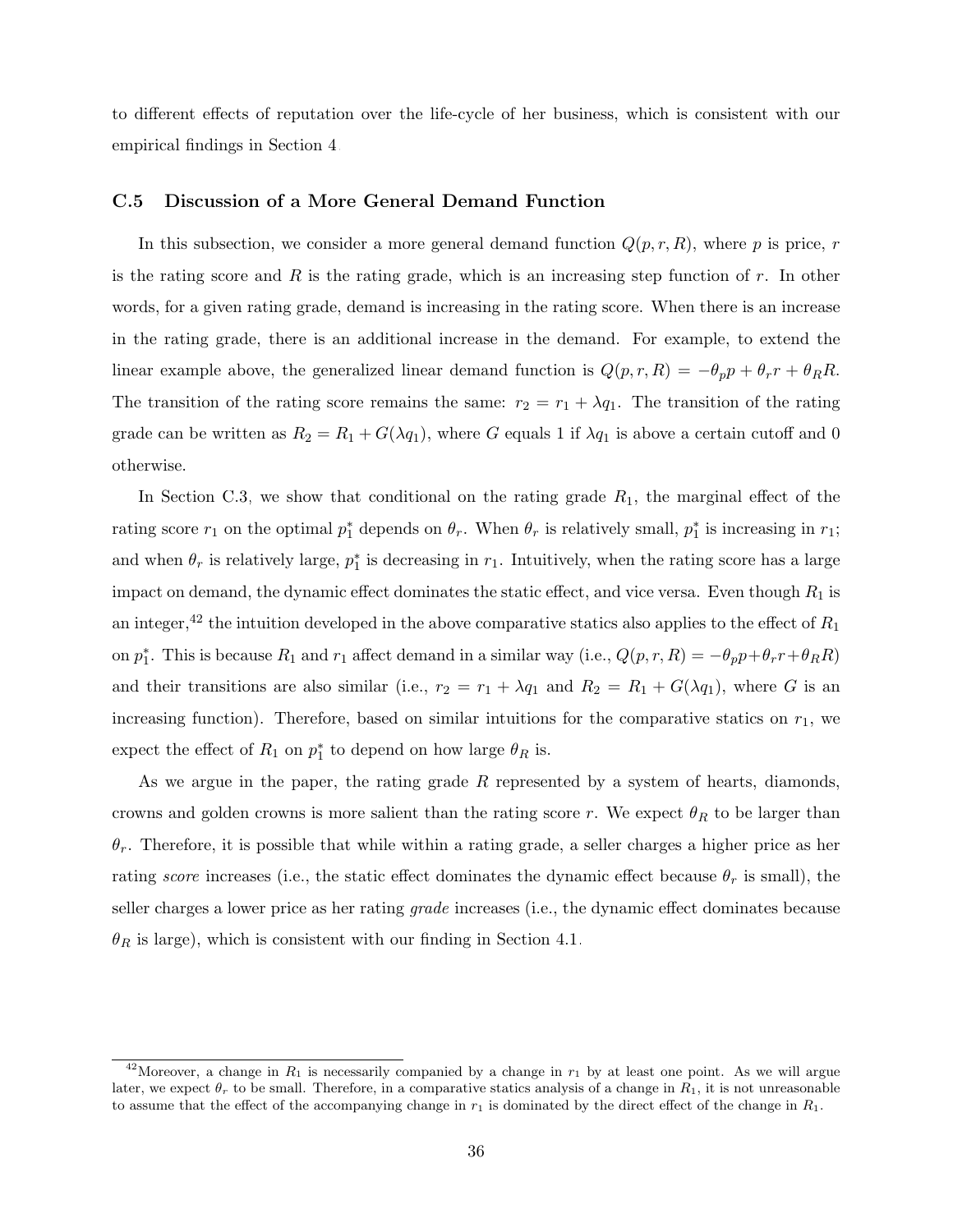to different effects of reputation over the life-cycle of her business, which is consistent with our empirical findings in Section 4.

### C.5 Discussion of a More General Demand Function

In this subsection, we consider a more general demand function $Q(p, r, R)$, where $p$ is price, $r$ is the rating score and $R$ is the rating grade, which is an increasing step function of $r$. In other words, for a given rating grade, demand is increasing in the rating score. When there is an increase in the rating grade, there is an additional increase in the demand. For example, to extend the linear example above, the generalized linear demand function is $Q(p, r, R) = -\theta_p p + \theta_r r + \theta_R R$. The transition of the rating score remains the same: $r_2 = r_1 + \lambda q_1$. The transition of the rating grade can be written as $R_2 = R_1 + G(\lambda q_1)$, where $G$ equals 1 if $\lambda q_1$ is above a certain cutoff and 0 otherwise.

In Section C.3, we show that conditional on the rating grade $R_1$, the marginal effect of the rating score $r_1$ on the optimal $p_1^*$ depends on $\theta_r$. When $\theta_r$ is relatively small, $p_1^*$ is increasing in $r_1$; and when $\theta_r$ is relatively large, $p_1^*$ is decreasing in $r_1$. Intuitively, when the rating score has a large impact on demand, the dynamic effect dominates the static effect, and vice versa. Even though $R_1$ is an integer,[42] the intuition developed in the above comparative statics also applies to the effect of $R_1$ on $p_1^*$. This is because $R_1$ and $r_1$ affect demand in a similar way (i.e., $Q(p, r, R) = -\theta_p p + \theta_r r + \theta_R R$) and their transitions are also similar (i.e., $r_2 = r_1 + \lambda q_1$ and $R_2 = R_1 + G(\lambda q_1)$, where $G$ is an increasing function). Therefore, based on similar intuitions for the comparative statics on $r_1$, we expect the effect of $R_1$ on $p_1^*$ to depend on how large $\theta_R$ is.

As we argue in the paper, the rating grade $R$ represented by a system of hearts, diamonds, crowns and golden crowns is more salient than the rating score $r$. We expect $\theta_R$ to be larger than $\theta_r$. Therefore, it is possible that while within a rating grade, a seller charges a higher price as her rating *score* increases (i.e., the static effect dominates the dynamic effect because $\theta_r$ is small), the seller charges a lower price as her rating *grade* increases (i.e., the dynamic effect dominates because $\theta_R$ is large), which is consistent with our finding in Section 4.1.

[42] Moreover, a change in $R_1$ is necessarily companied by a change in $r_1$ by at least one point. As we will argue later, we expect $\theta_r$ to be small. Therefore, in a comparative statics analysis of a change in $R_1$, it is not unreasonable to assume that the effect of the accompanying change in $r_1$ is dominated by the direct effect of the change in $R_1$.